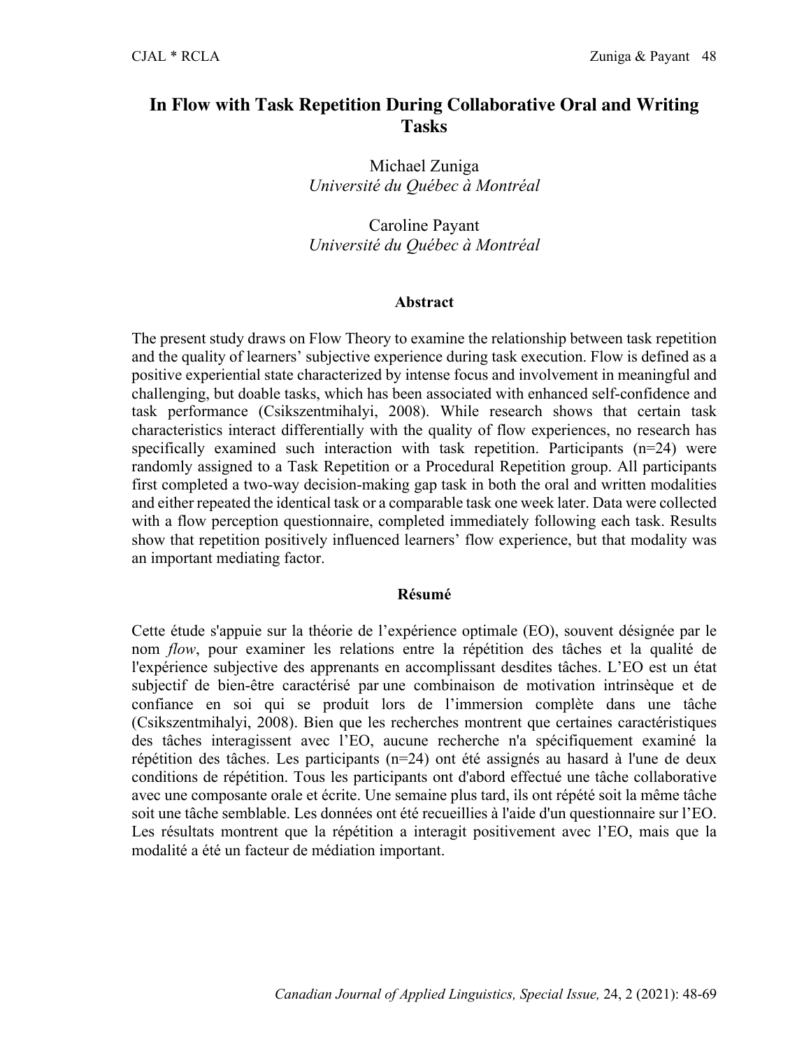# In Flow with Task Repetition During Collaborative Oral and Writing Tasks

Michael Zuniga
*Université du Québec à Montréal*

Caroline Payant
*Université du Québec à Montréal*

## Abstract

The present study draws on Flow Theory to examine the relationship between task repetition and the quality of learners' subjective experience during task execution. Flow is defined as a positive experiential state characterized by intense focus and involvement in meaningful and challenging, but doable tasks, which has been associated with enhanced self-confidence and task performance (Csikszentmihalyi, 2008). While research shows that certain task characteristics interact differentially with the quality of flow experiences, no research has specifically examined such interaction with task repetition. Participants (n=24) were randomly assigned to a Task Repetition or a Procedural Repetition group. All participants first completed a two-way decision-making gap task in both the oral and written modalities and either repeated the identical task or a comparable task one week later. Data were collected with a flow perception questionnaire, completed immediately following each task. Results show that repetition positively influenced learners' flow experience, but that modality was an important mediating factor.

## Résumé

Cette étude s'appuie sur la théorie de l'expérience optimale (EO), souvent désignée par le nom *flow*, pour examiner les relations entre la répétition des tâches et la qualité de l'expérience subjective des apprenants en accomplissant desdites tâches. L'EO est un état subjectif de bien-être caractérisé par une combinaison de motivation intrinsèque et de confiance en soi qui se produit lors de l'immersion complète dans une tâche (Csikszentmihalyi, 2008). Bien que les recherches montrent que certaines caractéristiques des tâches interagissent avec l'EO, aucune recherche n'a spécifiquement examiné la répétition des tâches. Les participants (n=24) ont été assignés au hasard à l'une de deux conditions de répétition. Tous les participants ont d'abord effectué une tâche collaborative avec une composante orale et écrite. Une semaine plus tard, ils ont répété soit la même tâche soit une tâche semblable. Les données ont été recueillies à l'aide d'un questionnaire sur l'EO. Les résultats montrent que la répétition a interagit positivement avec l'EO, mais que la modalité a été un facteur de médiation important.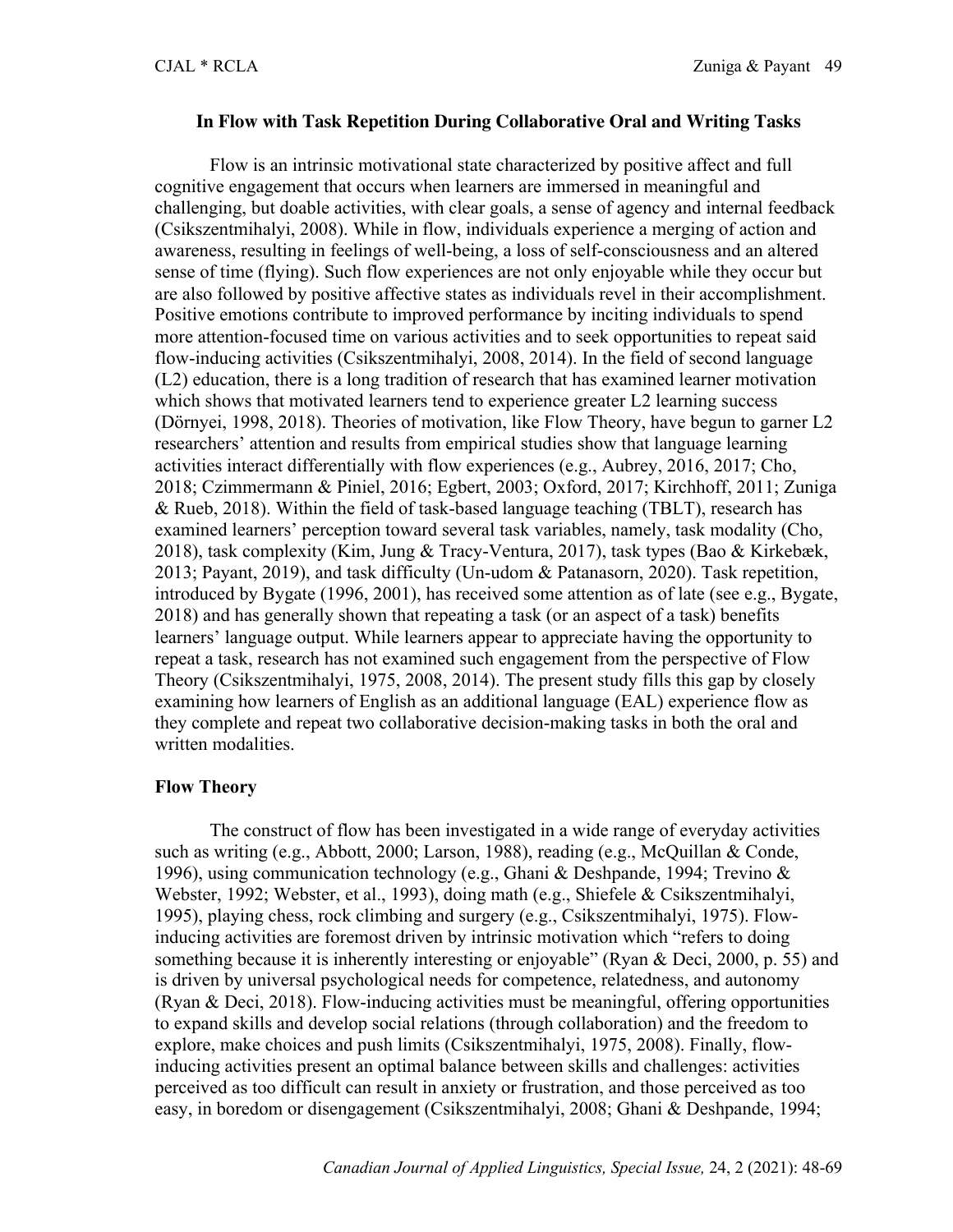**In Flow with Task Repetition During Collaborative Oral and Writing Tasks**

Flow is an intrinsic motivational state characterized by positive affect and full cognitive engagement that occurs when learners are immersed in meaningful and challenging, but doable activities, with clear goals, a sense of agency and internal feedback (Csikszentmihalyi, 2008). While in flow, individuals experience a merging of action and awareness, resulting in feelings of well-being, a loss of self-consciousness and an altered sense of time (flying). Such flow experiences are not only enjoyable while they occur but are also followed by positive affective states as individuals revel in their accomplishment. Positive emotions contribute to improved performance by inciting individuals to spend more attention-focused time on various activities and to seek opportunities to repeat said flow-inducing activities (Csikszentmihalyi, 2008, 2014). In the field of second language (L2) education, there is a long tradition of research that has examined learner motivation which shows that motivated learners tend to experience greater L2 learning success (Dörnyei, 1998, 2018). Theories of motivation, like Flow Theory, have begun to garner L2 researchers' attention and results from empirical studies show that language learning activities interact differentially with flow experiences (e.g., Aubrey, 2016, 2017; Cho, 2018; Czimmermann & Piniel, 2016; Egbert, 2003; Oxford, 2017; Kirchhoff, 2011; Zuniga & Rueb, 2018). Within the field of task-based language teaching (TBLT), research has examined learners' perception toward several task variables, namely, task modality (Cho, 2018), task complexity (Kim, Jung & Tracy-Ventura, 2017), task types (Bao & Kirkebæk, 2013; Payant, 2019), and task difficulty (Un-udom & Patanasorn, 2020). Task repetition, introduced by Bygate (1996, 2001), has received some attention as of late (see e.g., Bygate, 2018) and has generally shown that repeating a task (or an aspect of a task) benefits learners' language output. While learners appear to appreciate having the opportunity to repeat a task, research has not examined such engagement from the perspective of Flow Theory (Csikszentmihalyi, 1975, 2008, 2014). The present study fills this gap by closely examining how learners of English as an additional language (EAL) experience flow as they complete and repeat two collaborative decision-making tasks in both the oral and written modalities.

**Flow Theory**

The construct of flow has been investigated in a wide range of everyday activities such as writing (e.g., Abbott, 2000; Larson, 1988), reading (e.g., McQuillan & Conde, 1996), using communication technology (e.g., Ghani & Deshpande, 1994; Trevino & Webster, 1992; Webster, et al., 1993), doing math (e.g., Shiefele & Csikszentmihalyi, 1995), playing chess, rock climbing and surgery (e.g., Csikszentmihalyi, 1975). Flow-inducing activities are foremost driven by intrinsic motivation which "refers to doing something because it is inherently interesting or enjoyable" (Ryan & Deci, 2000, p. 55) and is driven by universal psychological needs for competence, relatedness, and autonomy (Ryan & Deci, 2018). Flow-inducing activities must be meaningful, offering opportunities to expand skills and develop social relations (through collaboration) and the freedom to explore, make choices and push limits (Csikszentmihalyi, 1975, 2008). Finally, flow-inducing activities present an optimal balance between skills and challenges: activities perceived as too difficult can result in anxiety or frustration, and those perceived as too easy, in boredom or disengagement (Csikszentmihalyi, 2008; Ghani & Deshpande, 1994;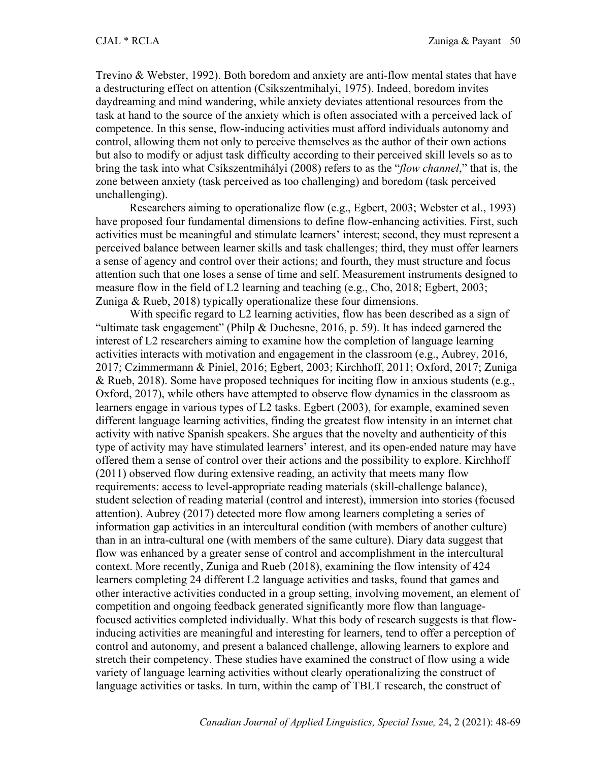Trevino & Webster, 1992). Both boredom and anxiety are anti-flow mental states that have a destructuring effect on attention (Csikszentmihalyi, 1975). Indeed, boredom invites daydreaming and mind wandering, while anxiety deviates attentional resources from the task at hand to the source of the anxiety which is often associated with a perceived lack of competence. In this sense, flow-inducing activities must afford individuals autonomy and control, allowing them not only to perceive themselves as the author of their own actions but also to modify or adjust task difficulty according to their perceived skill levels so as to bring the task into what Csíkszentmihályi (2008) refers to as the "*flow channel*," that is, the zone between anxiety (task perceived as too challenging) and boredom (task perceived unchallenging).

Researchers aiming to operationalize flow (e.g., Egbert, 2003; Webster et al., 1993) have proposed four fundamental dimensions to define flow-enhancing activities. First, such activities must be meaningful and stimulate learners' interest; second, they must represent a perceived balance between learner skills and task challenges; third, they must offer learners a sense of agency and control over their actions; and fourth, they must structure and focus attention such that one loses a sense of time and self. Measurement instruments designed to measure flow in the field of L2 learning and teaching (e.g., Cho, 2018; Egbert, 2003; Zuniga & Rueb, 2018) typically operationalize these four dimensions.

With specific regard to L2 learning activities, flow has been described as a sign of "ultimate task engagement" (Philp & Duchesne, 2016, p. 59). It has indeed garnered the interest of L2 researchers aiming to examine how the completion of language learning activities interacts with motivation and engagement in the classroom (e.g., Aubrey, 2016, 2017; Czimmermann & Piniel, 2016; Egbert, 2003; Kirchhoff, 2011; Oxford, 2017; Zuniga & Rueb, 2018). Some have proposed techniques for inciting flow in anxious students (e.g., Oxford, 2017), while others have attempted to observe flow dynamics in the classroom as learners engage in various types of L2 tasks. Egbert (2003), for example, examined seven different language learning activities, finding the greatest flow intensity in an internet chat activity with native Spanish speakers. She argues that the novelty and authenticity of this type of activity may have stimulated learners' interest, and its open-ended nature may have offered them a sense of control over their actions and the possibility to explore. Kirchhoff (2011) observed flow during extensive reading, an activity that meets many flow requirements: access to level-appropriate reading materials (skill-challenge balance), student selection of reading material (control and interest), immersion into stories (focused attention). Aubrey (2017) detected more flow among learners completing a series of information gap activities in an intercultural condition (with members of another culture) than in an intra-cultural one (with members of the same culture). Diary data suggest that flow was enhanced by a greater sense of control and accomplishment in the intercultural context. More recently, Zuniga and Rueb (2018), examining the flow intensity of 424 learners completing 24 different L2 language activities and tasks, found that games and other interactive activities conducted in a group setting, involving movement, an element of competition and ongoing feedback generated significantly more flow than language-focused activities completed individually. What this body of research suggests is that flow-inducing activities are meaningful and interesting for learners, tend to offer a perception of control and autonomy, and present a balanced challenge, allowing learners to explore and stretch their competency. These studies have examined the construct of flow using a wide variety of language learning activities without clearly operationalizing the construct of language activities or tasks. In turn, within the camp of TBLT research, the construct of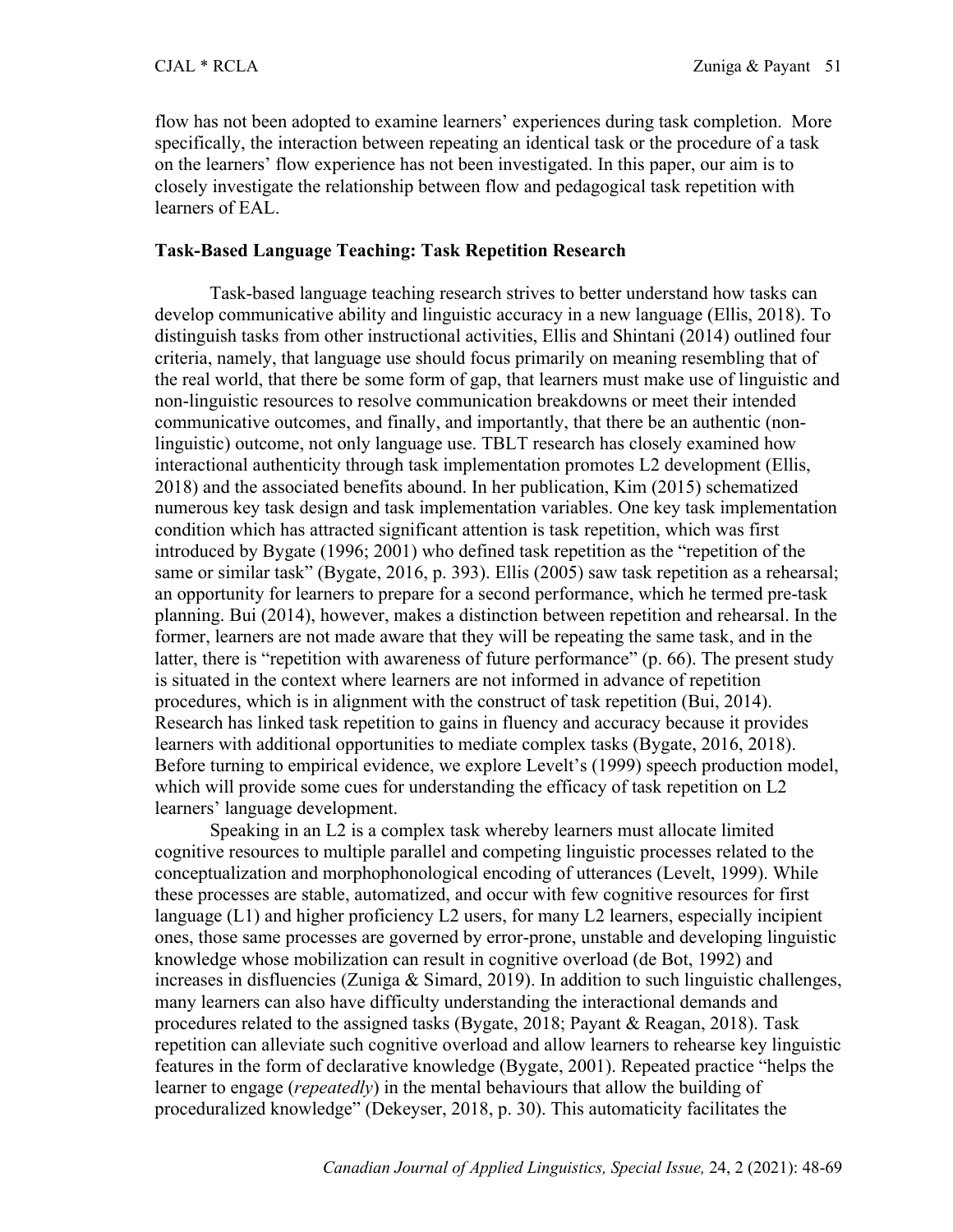flow has not been adopted to examine learners' experiences during task completion. More specifically, the interaction between repeating an identical task or the procedure of a task on the learners' flow experience has not been investigated. In this paper, our aim is to closely investigate the relationship between flow and pedagogical task repetition with learners of EAL.

## Task-Based Language Teaching: Task Repetition Research

Task-based language teaching research strives to better understand how tasks can develop communicative ability and linguistic accuracy in a new language (Ellis, 2018). To distinguish tasks from other instructional activities, Ellis and Shintani (2014) outlined four criteria, namely, that language use should focus primarily on meaning resembling that of the real world, that there be some form of gap, that learners must make use of linguistic and non-linguistic resources to resolve communication breakdowns or meet their intended communicative outcomes, and finally, and importantly, that there be an authentic (non-linguistic) outcome, not only language use. TBLT research has closely examined how interactional authenticity through task implementation promotes L2 development (Ellis, 2018) and the associated benefits abound. In her publication, Kim (2015) schematized numerous key task design and task implementation variables. One key task implementation condition which has attracted significant attention is task repetition, which was first introduced by Bygate (1996; 2001) who defined task repetition as the "repetition of the same or similar task" (Bygate, 2016, p. 393). Ellis (2005) saw task repetition as a rehearsal; an opportunity for learners to prepare for a second performance, which he termed pre-task planning. Bui (2014), however, makes a distinction between repetition and rehearsal. In the former, learners are not made aware that they will be repeating the same task, and in the latter, there is "repetition with awareness of future performance" (p. 66). The present study is situated in the context where learners are not informed in advance of repetition procedures, which is in alignment with the construct of task repetition (Bui, 2014). Research has linked task repetition to gains in fluency and accuracy because it provides learners with additional opportunities to mediate complex tasks (Bygate, 2016, 2018). Before turning to empirical evidence, we explore Levelt's (1999) speech production model, which will provide some cues for understanding the efficacy of task repetition on L2 learners' language development.

Speaking in an L2 is a complex task whereby learners must allocate limited cognitive resources to multiple parallel and competing linguistic processes related to the conceptualization and morphophonological encoding of utterances (Levelt, 1999). While these processes are stable, automatized, and occur with few cognitive resources for first language (L1) and higher proficiency L2 users, for many L2 learners, especially incipient ones, those same processes are governed by error-prone, unstable and developing linguistic knowledge whose mobilization can result in cognitive overload (de Bot, 1992) and increases in disfluencies (Zuniga & Simard, 2019). In addition to such linguistic challenges, many learners can also have difficulty understanding the interactional demands and procedures related to the assigned tasks (Bygate, 2018; Payant & Reagan, 2018). Task repetition can alleviate such cognitive overload and allow learners to rehearse key linguistic features in the form of declarative knowledge (Bygate, 2001). Repeated practice "helps the learner to engage (*repeatedly*) in the mental behaviours that allow the building of proceduralized knowledge" (Dekeyser, 2018, p. 30). This automaticity facilitates the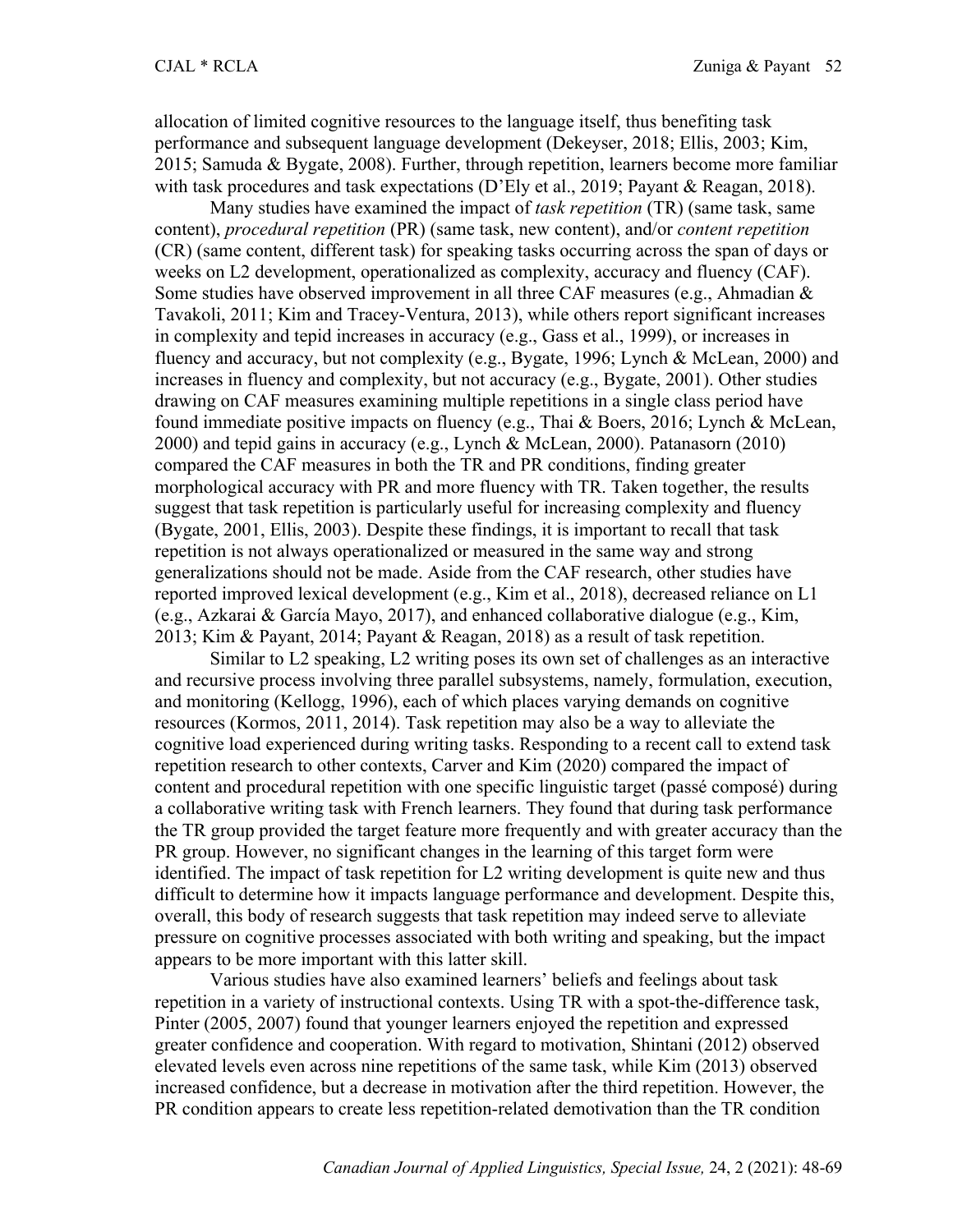allocation of limited cognitive resources to the language itself, thus benefiting task performance and subsequent language development (Dekeyser, 2018; Ellis, 2003; Kim, 2015; Samuda & Bygate, 2008). Further, through repetition, learners become more familiar with task procedures and task expectations (D'Ely et al., 2019; Payant & Reagan, 2018).

Many studies have examined the impact of *task repetition* (TR) (same task, same content), *procedural repetition* (PR) (same task, new content), and/or *content repetition* (CR) (same content, different task) for speaking tasks occurring across the span of days or weeks on L2 development, operationalized as complexity, accuracy and fluency (CAF). Some studies have observed improvement in all three CAF measures (e.g., Ahmadian & Tavakoli, 2011; Kim and Tracey-Ventura, 2013), while others report significant increases in complexity and tepid increases in accuracy (e.g., Gass et al., 1999), or increases in fluency and accuracy, but not complexity (e.g., Bygate, 1996; Lynch & McLean, 2000) and increases in fluency and complexity, but not accuracy (e.g., Bygate, 2001). Other studies drawing on CAF measures examining multiple repetitions in a single class period have found immediate positive impacts on fluency (e.g., Thai & Boers, 2016; Lynch & McLean, 2000) and tepid gains in accuracy (e.g., Lynch & McLean, 2000). Patanasorn (2010) compared the CAF measures in both the TR and PR conditions, finding greater morphological accuracy with PR and more fluency with TR. Taken together, the results suggest that task repetition is particularly useful for increasing complexity and fluency (Bygate, 2001, Ellis, 2003). Despite these findings, it is important to recall that task repetition is not always operationalized or measured in the same way and strong generalizations should not be made. Aside from the CAF research, other studies have reported improved lexical development (e.g., Kim et al., 2018), decreased reliance on L1 (e.g., Azkarai & García Mayo, 2017), and enhanced collaborative dialogue (e.g., Kim, 2013; Kim & Payant, 2014; Payant & Reagan, 2018) as a result of task repetition.

Similar to L2 speaking, L2 writing poses its own set of challenges as an interactive and recursive process involving three parallel subsystems, namely, formulation, execution, and monitoring (Kellogg, 1996), each of which places varying demands on cognitive resources (Kormos, 2011, 2014). Task repetition may also be a way to alleviate the cognitive load experienced during writing tasks. Responding to a recent call to extend task repetition research to other contexts, Carver and Kim (2020) compared the impact of content and procedural repetition with one specific linguistic target (passé composé) during a collaborative writing task with French learners. They found that during task performance the TR group provided the target feature more frequently and with greater accuracy than the PR group. However, no significant changes in the learning of this target form were identified. The impact of task repetition for L2 writing development is quite new and thus difficult to determine how it impacts language performance and development. Despite this, overall, this body of research suggests that task repetition may indeed serve to alleviate pressure on cognitive processes associated with both writing and speaking, but the impact appears to be more important with this latter skill.

Various studies have also examined learners' beliefs and feelings about task repetition in a variety of instructional contexts. Using TR with a spot-the-difference task, Pinter (2005, 2007) found that younger learners enjoyed the repetition and expressed greater confidence and cooperation. With regard to motivation, Shintani (2012) observed elevated levels even across nine repetitions of the same task, while Kim (2013) observed increased confidence, but a decrease in motivation after the third repetition. However, the PR condition appears to create less repetition-related demotivation than the TR condition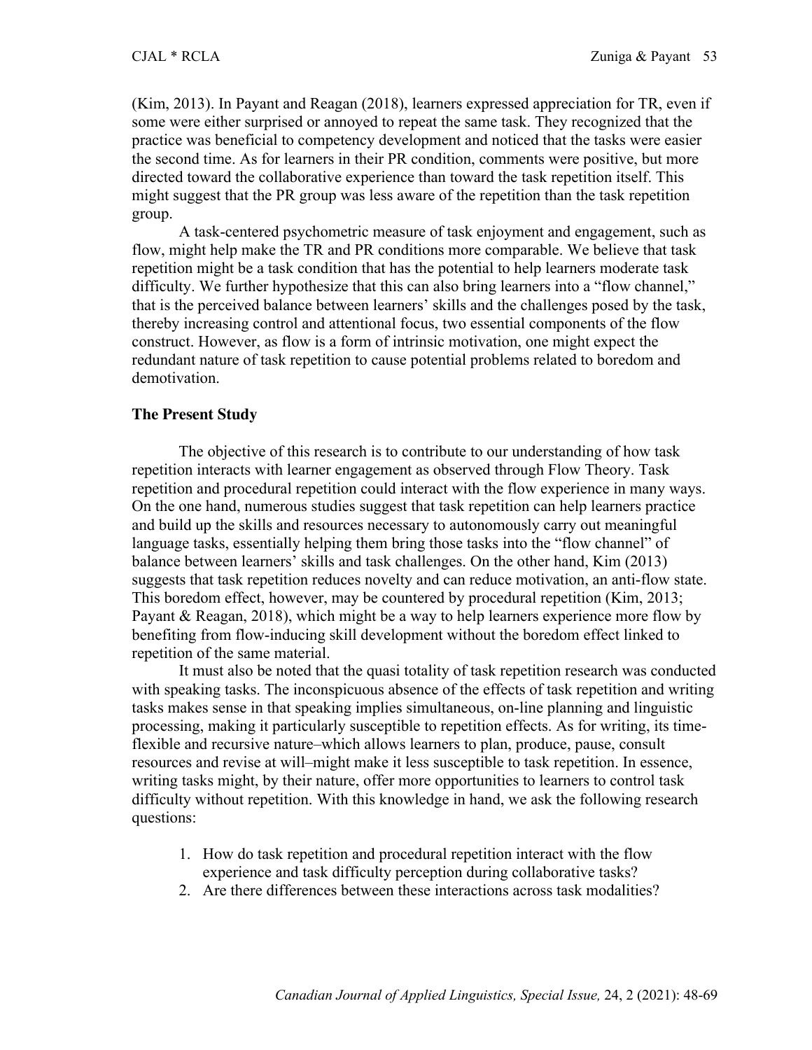(Kim, 2013). In Payant and Reagan (2018), learners expressed appreciation for TR, even if some were either surprised or annoyed to repeat the same task. They recognized that the practice was beneficial to competency development and noticed that the tasks were easier the second time. As for learners in their PR condition, comments were positive, but more directed toward the collaborative experience than toward the task repetition itself. This might suggest that the PR group was less aware of the repetition than the task repetition group.

A task-centered psychometric measure of task enjoyment and engagement, such as flow, might help make the TR and PR conditions more comparable. We believe that task repetition might be a task condition that has the potential to help learners moderate task difficulty. We further hypothesize that this can also bring learners into a "flow channel," that is the perceived balance between learners' skills and the challenges posed by the task, thereby increasing control and attentional focus, two essential components of the flow construct. However, as flow is a form of intrinsic motivation, one might expect the redundant nature of task repetition to cause potential problems related to boredom and demotivation.

## The Present Study

The objective of this research is to contribute to our understanding of how task repetition interacts with learner engagement as observed through Flow Theory. Task repetition and procedural repetition could interact with the flow experience in many ways. On the one hand, numerous studies suggest that task repetition can help learners practice and build up the skills and resources necessary to autonomously carry out meaningful language tasks, essentially helping them bring those tasks into the "flow channel" of balance between learners' skills and task challenges. On the other hand, Kim (2013) suggests that task repetition reduces novelty and can reduce motivation, an anti-flow state. This boredom effect, however, may be countered by procedural repetition (Kim, 2013; Payant & Reagan, 2018), which might be a way to help learners experience more flow by benefiting from flow-inducing skill development without the boredom effect linked to repetition of the same material.

It must also be noted that the quasi totality of task repetition research was conducted with speaking tasks. The inconspicuous absence of the effects of task repetition and writing tasks makes sense in that speaking implies simultaneous, on-line planning and linguistic processing, making it particularly susceptible to repetition effects. As for writing, its time-flexible and recursive nature–which allows learners to plan, produce, pause, consult resources and revise at will–might make it less susceptible to task repetition. In essence, writing tasks might, by their nature, offer more opportunities to learners to control task difficulty without repetition. With this knowledge in hand, we ask the following research questions:

1. How do task repetition and procedural repetition interact with the flow experience and task difficulty perception during collaborative tasks?
2. Are there differences between these interactions across task modalities?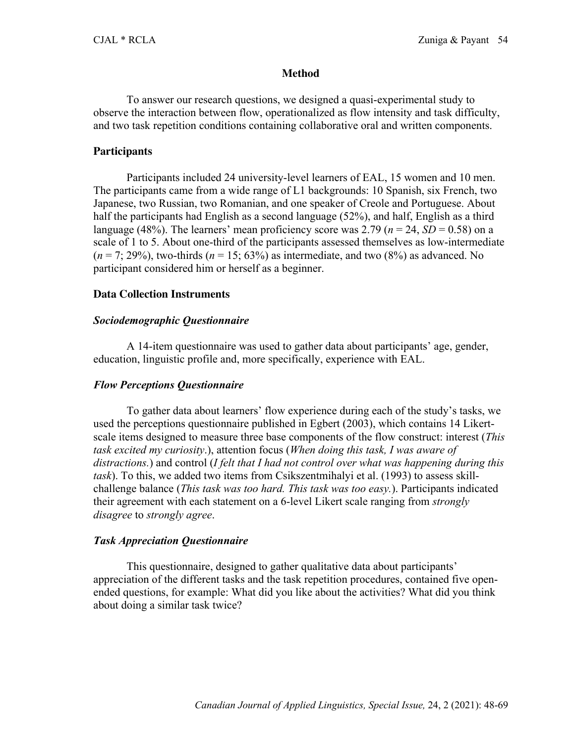## Method

To answer our research questions, we designed a quasi-experimental study to observe the interaction between flow, operationalized as flow intensity and task difficulty, and two task repetition conditions containing collaborative oral and written components.

### Participants

Participants included 24 university-level learners of EAL, 15 women and 10 men. The participants came from a wide range of L1 backgrounds: 10 Spanish, six French, two Japanese, two Russian, two Romanian, and one speaker of Creole and Portuguese. About half the participants had English as a second language (52%), and half, English as a third language (48%). The learners' mean proficiency score was 2.79 ($n$ = 24, $SD$ = 0.58) on a scale of 1 to 5. About one-third of the participants assessed themselves as low-intermediate ($n$ = 7; 29%), two-thirds ($n$ = 15; 63%) as intermediate, and two (8%) as advanced. No participant considered him or herself as a beginner.

### Data Collection Instruments

#### *Sociodemographic Questionnaire*

A 14-item questionnaire was used to gather data about participants' age, gender, education, linguistic profile and, more specifically, experience with EAL.

#### *Flow Perceptions Questionnaire*

To gather data about learners' flow experience during each of the study's tasks, we used the perceptions questionnaire published in Egbert (2003), which contains 14 Likert-scale items designed to measure three base components of the flow construct: interest (*This task excited my curiosity*.), attention focus (*When doing this task, I was aware of distractions.*) and control (*I felt that I had not control over what was happening during this task*). To this, we added two items from Csikszentmihalyi et al. (1993) to assess skill-challenge balance (*This task was too hard. This task was too easy.*). Participants indicated their agreement with each statement on a 6-level Likert scale ranging from *strongly disagree* to *strongly agree*.

#### *Task Appreciation Questionnaire*

This questionnaire, designed to gather qualitative data about participants' appreciation of the different tasks and the task repetition procedures, contained five open-ended questions, for example: What did you like about the activities? What did you think about doing a similar task twice?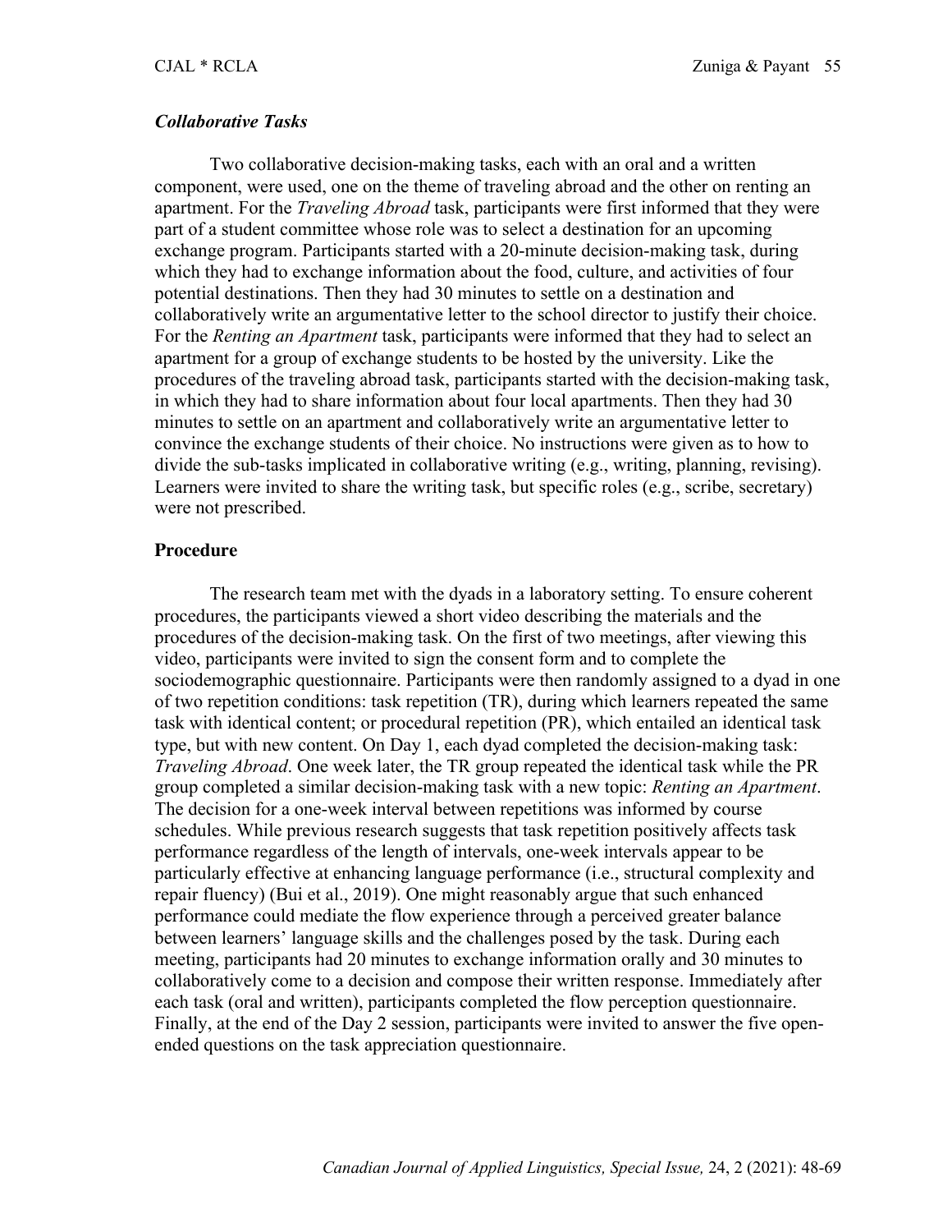### *Collaborative Tasks*

Two collaborative decision-making tasks, each with an oral and a written component, were used, one on the theme of traveling abroad and the other on renting an apartment. For the *Traveling Abroad* task, participants were first informed that they were part of a student committee whose role was to select a destination for an upcoming exchange program. Participants started with a 20-minute decision-making task, during which they had to exchange information about the food, culture, and activities of four potential destinations. Then they had 30 minutes to settle on a destination and collaboratively write an argumentative letter to the school director to justify their choice. For the *Renting an Apartment* task, participants were informed that they had to select an apartment for a group of exchange students to be hosted by the university. Like the procedures of the traveling abroad task, participants started with the decision-making task, in which they had to share information about four local apartments. Then they had 30 minutes to settle on an apartment and collaboratively write an argumentative letter to convince the exchange students of their choice. No instructions were given as to how to divide the sub-tasks implicated in collaborative writing (e.g., writing, planning, revising). Learners were invited to share the writing task, but specific roles (e.g., scribe, secretary) were not prescribed.

## Procedure

The research team met with the dyads in a laboratory setting. To ensure coherent procedures, the participants viewed a short video describing the materials and the procedures of the decision-making task. On the first of two meetings, after viewing this video, participants were invited to sign the consent form and to complete the sociodemographic questionnaire. Participants were then randomly assigned to a dyad in one of two repetition conditions: task repetition (TR), during which learners repeated the same task with identical content; or procedural repetition (PR), which entailed an identical task type, but with new content. On Day 1, each dyad completed the decision-making task: *Traveling Abroad*. One week later, the TR group repeated the identical task while the PR group completed a similar decision-making task with a new topic: *Renting an Apartment*. The decision for a one-week interval between repetitions was informed by course schedules. While previous research suggests that task repetition positively affects task performance regardless of the length of intervals, one-week intervals appear to be particularly effective at enhancing language performance (i.e., structural complexity and repair fluency) (Bui et al., 2019). One might reasonably argue that such enhanced performance could mediate the flow experience through a perceived greater balance between learners' language skills and the challenges posed by the task. During each meeting, participants had 20 minutes to exchange information orally and 30 minutes to collaboratively come to a decision and compose their written response. Immediately after each task (oral and written), participants completed the flow perception questionnaire. Finally, at the end of the Day 2 session, participants were invited to answer the five open-ended questions on the task appreciation questionnaire.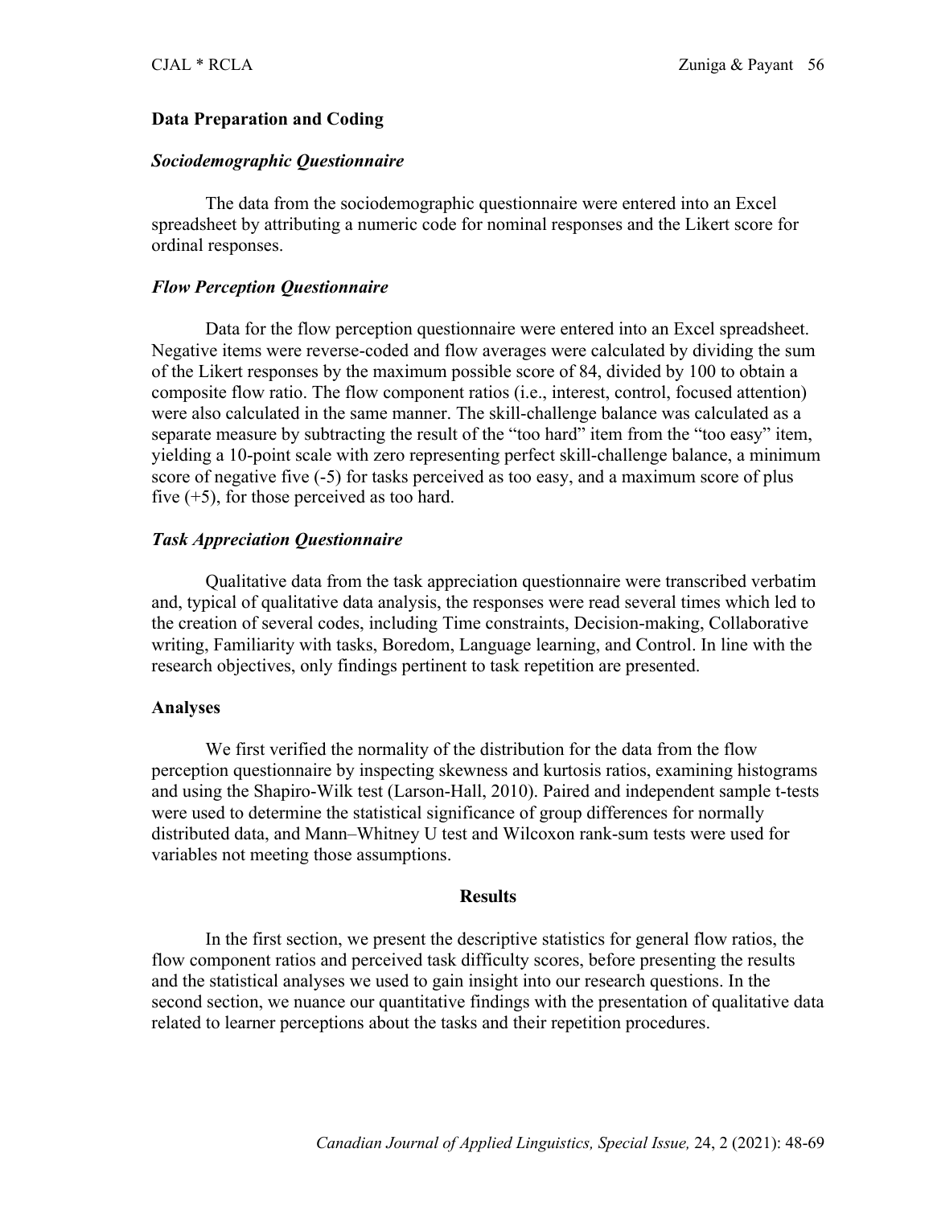### Data Preparation and Coding

#### *Sociodemographic Questionnaire*

The data from the sociodemographic questionnaire were entered into an Excel spreadsheet by attributing a numeric code for nominal responses and the Likert score for ordinal responses.

#### *Flow Perception Questionnaire*

Data for the flow perception questionnaire were entered into an Excel spreadsheet. Negative items were reverse-coded and flow averages were calculated by dividing the sum of the Likert responses by the maximum possible score of 84, divided by 100 to obtain a composite flow ratio. The flow component ratios (i.e., interest, control, focused attention) were also calculated in the same manner. The skill-challenge balance was calculated as a separate measure by subtracting the result of the "too hard" item from the "too easy" item, yielding a 10-point scale with zero representing perfect skill-challenge balance, a minimum score of negative five (-5) for tasks perceived as too easy, and a maximum score of plus five (+5), for those perceived as too hard.

#### *Task Appreciation Questionnaire*

Qualitative data from the task appreciation questionnaire were transcribed verbatim and, typical of qualitative data analysis, the responses were read several times which led to the creation of several codes, including Time constraints, Decision-making, Collaborative writing, Familiarity with tasks, Boredom, Language learning, and Control. In line with the research objectives, only findings pertinent to task repetition are presented.

### Analyses

We first verified the normality of the distribution for the data from the flow perception questionnaire by inspecting skewness and kurtosis ratios, examining histograms and using the Shapiro-Wilk test (Larson-Hall, 2010). Paired and independent sample t-tests were used to determine the statistical significance of group differences for normally distributed data, and Mann–Whitney U test and Wilcoxon rank-sum tests were used for variables not meeting those assumptions.

## Results

In the first section, we present the descriptive statistics for general flow ratios, the flow component ratios and perceived task difficulty scores, before presenting the results and the statistical analyses we used to gain insight into our research questions. In the second section, we nuance our quantitative findings with the presentation of qualitative data related to learner perceptions about the tasks and their repetition procedures.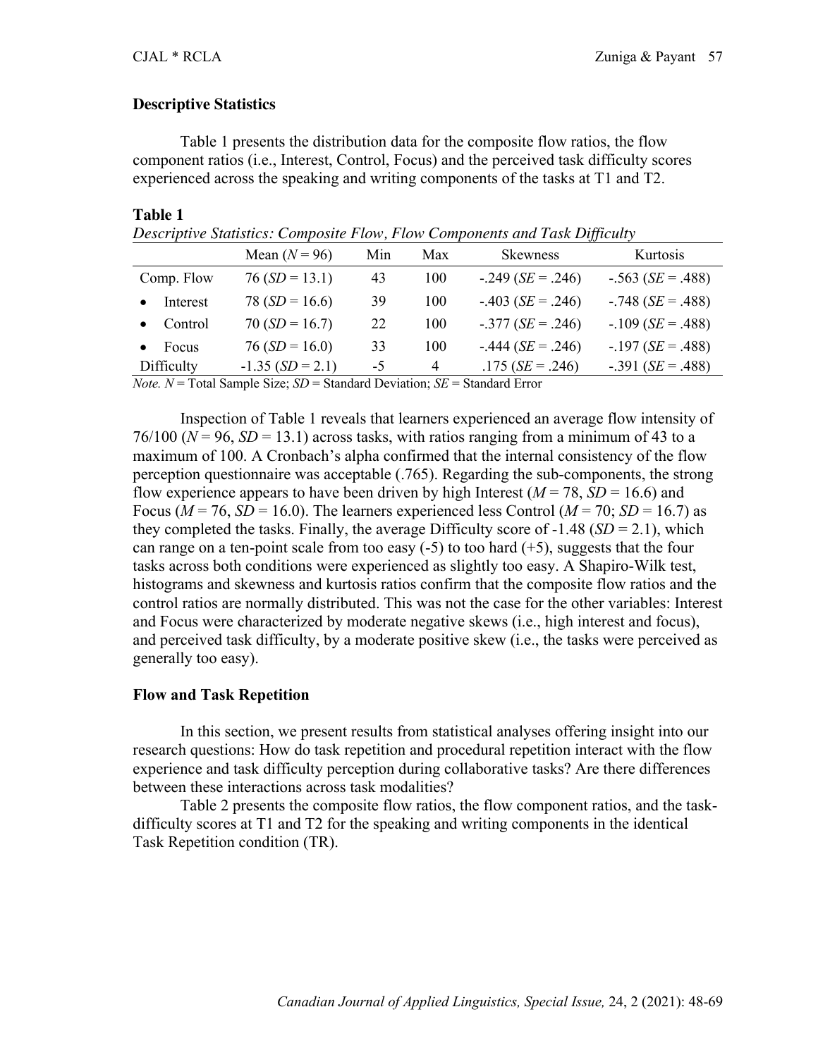### Descriptive Statistics

Table 1 presents the distribution data for the composite flow ratios, the flow component ratios (i.e., Interest, Control, Focus) and the perceived task difficulty scores experienced across the speaking and writing components of the tasks at T1 and T2.

**Table 1**

*Descriptive Statistics: Composite Flow, Flow Components and Task Difficulty*

| | Mean ($N$ = 96) | Min | Max | Skewness | Kurtosis |
|---|---|---|---|---|---|
| Comp. Flow | 76 ($SD$ = 13.1) | 43 | 100 | -.249 ($SE$ = .246) | -.563 ($SE$ = .488) |
| • Interest | 78 ($SD$ = 16.6) | 39 | 100 | -.403 ($SE$ = .246) | -.748 ($SE$ = .488) |
| • Control | 70 ($SD$ = 16.7) | 22 | 100 | -.377 ($SE$ = .246) | -.109 ($SE$ = .488) |
| • Focus | 76 ($SD$ = 16.0) | 33 | 100 | -.444 ($SE$ = .246) | -.197 ($SE$ = .488) |
| Difficulty | -1.35 ($SD$ = 2.1) | -5 | 4 | .175 ($SE$ = .246) | -.391 ($SE$ = .488) |

*Note.* $N$ = Total Sample Size; $SD$ = Standard Deviation; $SE$ = Standard Error

Inspection of Table 1 reveals that learners experienced an average flow intensity of 76/100 ($N$ = 96, $SD$ = 13.1) across tasks, with ratios ranging from a minimum of 43 to a maximum of 100. A Cronbach's alpha confirmed that the internal consistency of the flow perception questionnaire was acceptable (.765). Regarding the sub-components, the strong flow experience appears to have been driven by high Interest ($M$ = 78, $SD$ = 16.6) and Focus ($M$ = 76, $SD$ = 16.0). The learners experienced less Control ($M$ = 70; $SD$ = 16.7) as they completed the tasks. Finally, the average Difficulty score of -1.48 ($SD$ = 2.1), which can range on a ten-point scale from too easy (-5) to too hard (+5), suggests that the four tasks across both conditions were experienced as slightly too easy. A Shapiro-Wilk test, histograms and skewness and kurtosis ratios confirm that the composite flow ratios and the control ratios are normally distributed. This was not the case for the other variables: Interest and Focus were characterized by moderate negative skews (i.e., high interest and focus), and perceived task difficulty, by a moderate positive skew (i.e., the tasks were perceived as generally too easy).

### Flow and Task Repetition

In this section, we present results from statistical analyses offering insight into our research questions: How do task repetition and procedural repetition interact with the flow experience and task difficulty perception during collaborative tasks? Are there differences between these interactions across task modalities?

Table 2 presents the composite flow ratios, the flow component ratios, and the task-difficulty scores at T1 and T2 for the speaking and writing components in the identical Task Repetition condition (TR).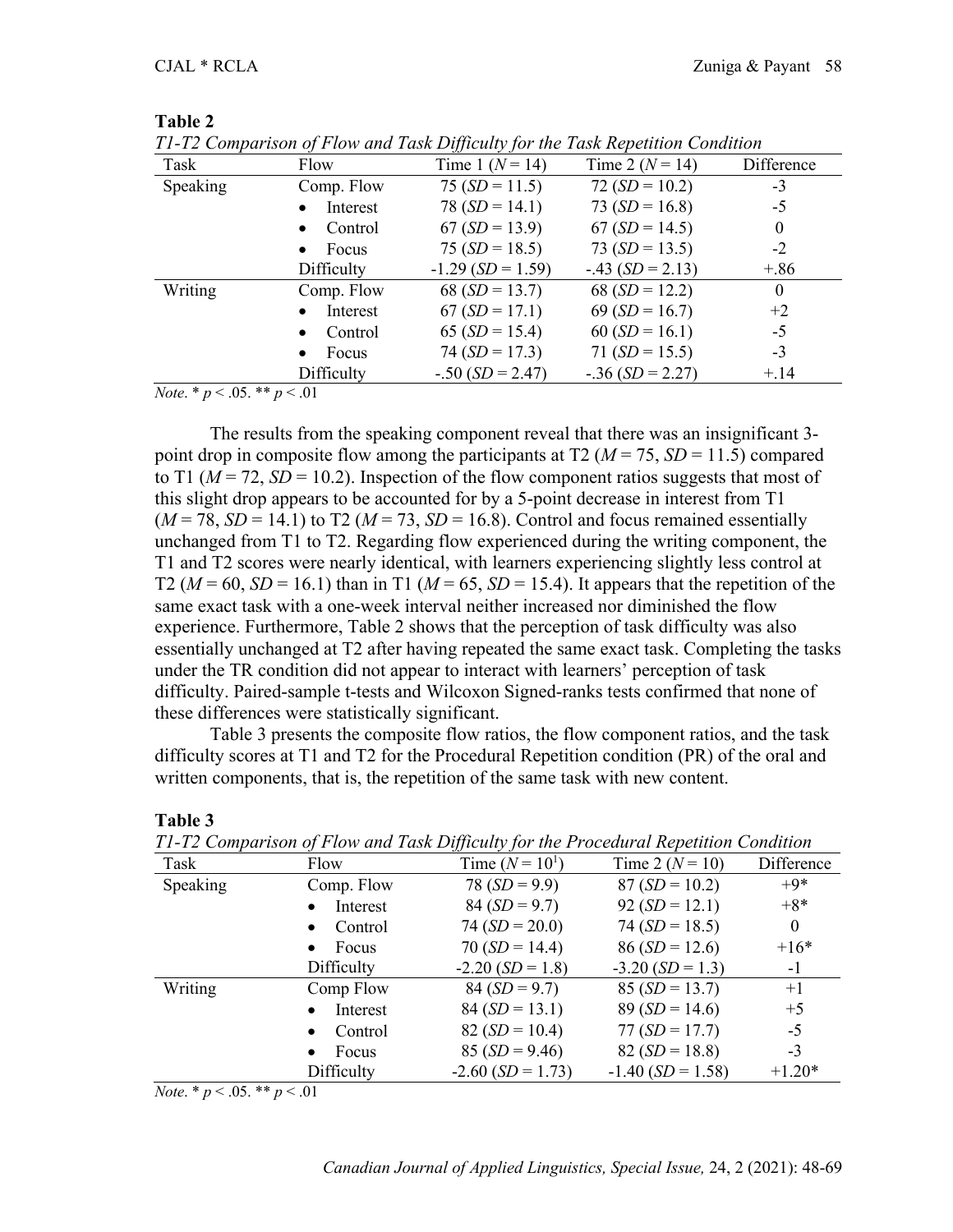**Table 2**

*T1-T2 Comparison of Flow and Task Difficulty for the Task Repetition Condition*

| Task | Flow | Time 1 ($N = 14$) | Time 2 ($N = 14$) | Difference |
|---|---|---|---|---|
| Speaking | Comp. Flow | 75 ($SD = 11.5$) | 72 ($SD = 10.2$) | -3 |
| | • Interest | 78 ($SD = 14.1$) | 73 ($SD = 16.8$) | -5 |
| | • Control | 67 ($SD = 13.9$) | 67 ($SD = 14.5$) | 0 |
| | • Focus | 75 ($SD = 18.5$) | 73 ($SD = 13.5$) | -2 |
| | Difficulty | -1.29 ($SD = 1.59$) | -.43 ($SD = 2.13$) | +.86 |
| Writing | Comp. Flow | 68 ($SD = 13.7$) | 68 ($SD = 12.2$) | 0 |
| | • Interest | 67 ($SD = 17.1$) | 69 ($SD = 16.7$) | +2 |
| | • Control | 65 ($SD = 15.4$) | 60 ($SD = 16.1$) | -5 |
| | • Focus | 74 ($SD = 17.3$) | 71 ($SD = 15.5$) | -3 |
| | Difficulty | -.50 ($SD = 2.47$) | -.36 ($SD = 2.27$) | +.14 |

*Note*. * $p < .05$. ** $p < .01$

The results from the speaking component reveal that there was an insignificant 3-point drop in composite flow among the participants at T2 ($M = 75$, $SD = 11.5$) compared to T1 ($M = 72$, $SD = 10.2$). Inspection of the flow component ratios suggests that most of this slight drop appears to be accounted for by a 5-point decrease in interest from T1 ($M = 78$, $SD = 14.1$) to T2 ($M = 73$, $SD = 16.8$). Control and focus remained essentially unchanged from T1 to T2. Regarding flow experienced during the writing component, the T1 and T2 scores were nearly identical, with learners experiencing slightly less control at T2 ($M = 60$, $SD = 16.1$) than in T1 ($M = 65$, $SD = 15.4$). It appears that the repetition of the same exact task with a one-week interval neither increased nor diminished the flow experience. Furthermore, Table 2 shows that the perception of task difficulty was also essentially unchanged at T2 after having repeated the same exact task. Completing the tasks under the TR condition did not appear to interact with learners' perception of task difficulty. Paired-sample t-tests and Wilcoxon Signed-ranks tests confirmed that none of these differences were statistically significant.

Table 3 presents the composite flow ratios, the flow component ratios, and the task difficulty scores at T1 and T2 for the Procedural Repetition condition (PR) of the oral and written components, that is, the repetition of the same task with new content.

**Table 3**

*T1-T2 Comparison of Flow and Task Difficulty for the Procedural Repetition Condition*

| Task | Flow | Time ($N = 10$[1]) | Time 2 ($N = 10$) | Difference |
|---|---|---|---|---|
| Speaking | Comp. Flow | 78 ($SD = 9.9$) | 87 ($SD = 10.2$) | +9* |
| | • Interest | 84 ($SD = 9.7$) | 92 ($SD = 12.1$) | +8* |
| | • Control | 74 ($SD = 20.0$) | 74 ($SD = 18.5$) | 0 |
| | • Focus | 70 ($SD = 14.4$) | 86 ($SD = 12.6$) | +16* |
| | Difficulty | -2.20 ($SD = 1.8$) | -3.20 ($SD = 1.3$) | -1 |
| Writing | Comp Flow | 84 ($SD = 9.7$) | 85 ($SD = 13.7$) | +1 |
| | • Interest | 84 ($SD = 13.1$) | 89 ($SD = 14.6$) | +5 |
| | • Control | 82 ($SD = 10.4$) | 77 ($SD = 17.7$) | -5 |
| | • Focus | 85 ($SD = 9.46$) | 82 ($SD = 18.8$) | -3 |
| | Difficulty | -2.60 ($SD = 1.73$) | -1.40 ($SD = 1.58$) | +1.20* |

*Note*. * $p < .05$. ** $p < .01$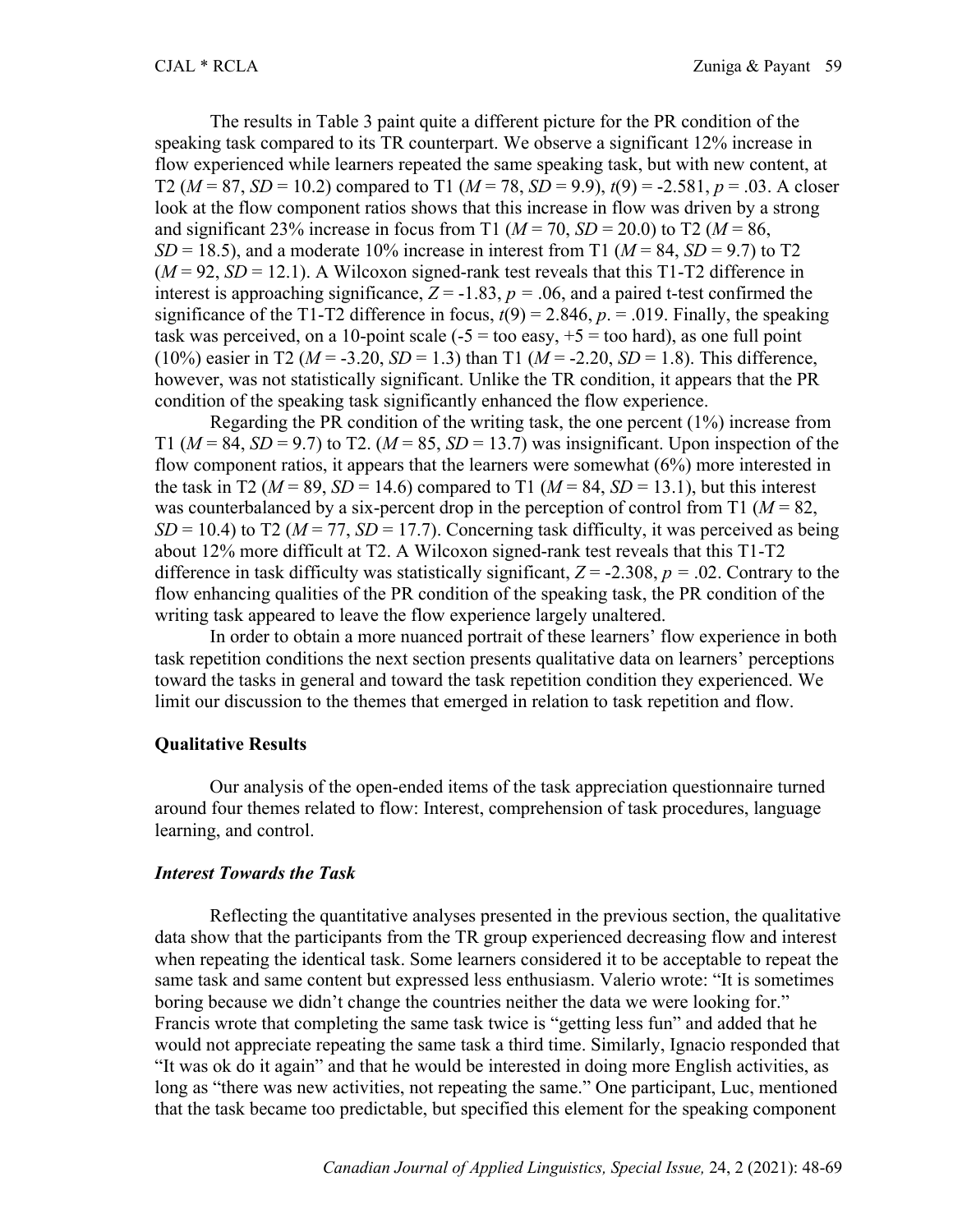The results in Table 3 paint quite a different picture for the PR condition of the speaking task compared to its TR counterpart. We observe a significant 12% increase in flow experienced while learners repeated the same speaking task, but with new content, at T2 ($M$ = 87, $SD$ = 10.2) compared to T1 ($M$ = 78, $SD$ = 9.9), $t(9) = -2.581$, $p = .03$. A closer look at the flow component ratios shows that this increase in flow was driven by a strong and significant 23% increase in focus from T1 ($M$ = 70, $SD$ = 20.0) to T2 ($M$ = 86, $SD$ = 18.5), and a moderate 10% increase in interest from T1 ($M$ = 84, $SD$ = 9.7) to T2 ($M$ = 92, $SD$ = 12.1). A Wilcoxon signed-rank test reveals that this T1-T2 difference in interest is approaching significance, $Z = -1.83$, $p = .06$, and a paired t-test confirmed the significance of the T1-T2 difference in focus, $t(9) = 2.846$, $p. = .019$. Finally, the speaking task was perceived, on a 10-point scale (-5 = too easy, +5 = too hard), as one full point (10%) easier in T2 ($M$ = -3.20, $SD$ = 1.3) than T1 ($M$ = -2.20, $SD$ = 1.8). This difference, however, was not statistically significant. Unlike the TR condition, it appears that the PR condition of the speaking task significantly enhanced the flow experience.

Regarding the PR condition of the writing task, the one percent (1%) increase from T1 ($M$ = 84, $SD$ = 9.7) to T2. ($M$ = 85, $SD$ = 13.7) was insignificant. Upon inspection of the flow component ratios, it appears that the learners were somewhat (6%) more interested in the task in T2 ($M$ = 89, $SD$ = 14.6) compared to T1 ($M$ = 84, $SD$ = 13.1), but this interest was counterbalanced by a six-percent drop in the perception of control from T1 ($M$ = 82, $SD$ = 10.4) to T2 ($M$ = 77, $SD$ = 17.7). Concerning task difficulty, it was perceived as being about 12% more difficult at T2. A Wilcoxon signed-rank test reveals that this T1-T2 difference in task difficulty was statistically significant, $Z = -2.308$, $p = .02$. Contrary to the flow enhancing qualities of the PR condition of the speaking task, the PR condition of the writing task appeared to leave the flow experience largely unaltered.

In order to obtain a more nuanced portrait of these learners' flow experience in both task repetition conditions the next section presents qualitative data on learners' perceptions toward the tasks in general and toward the task repetition condition they experienced. We limit our discussion to the themes that emerged in relation to task repetition and flow.

## Qualitative Results

Our analysis of the open-ended items of the task appreciation questionnaire turned around four themes related to flow: Interest, comprehension of task procedures, language learning, and control.

### *Interest Towards the Task*

Reflecting the quantitative analyses presented in the previous section, the qualitative data show that the participants from the TR group experienced decreasing flow and interest when repeating the identical task. Some learners considered it to be acceptable to repeat the same task and same content but expressed less enthusiasm. Valerio wrote: "It is sometimes boring because we didn't change the countries neither the data we were looking for." Francis wrote that completing the same task twice is "getting less fun" and added that he would not appreciate repeating the same task a third time. Similarly, Ignacio responded that "It was ok do it again" and that he would be interested in doing more English activities, as long as "there was new activities, not repeating the same." One participant, Luc, mentioned that the task became too predictable, but specified this element for the speaking component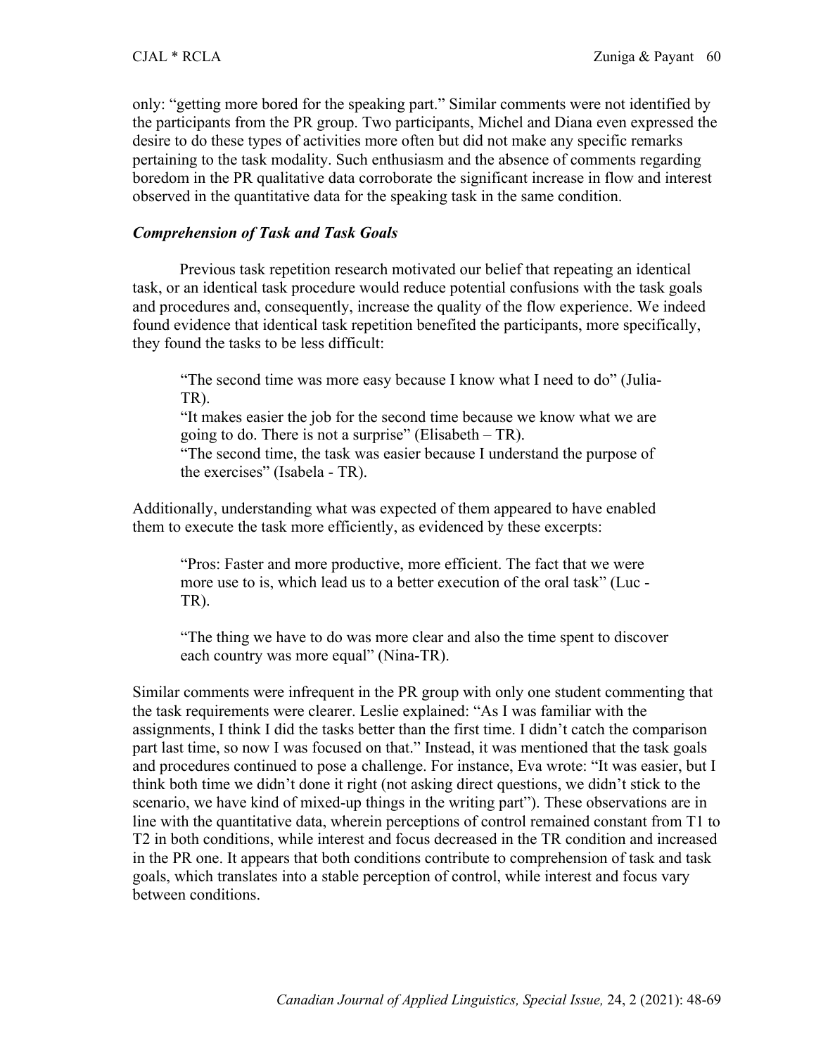only: "getting more bored for the speaking part." Similar comments were not identified by the participants from the PR group. Two participants, Michel and Diana even expressed the desire to do these types of activities more often but did not make any specific remarks pertaining to the task modality. Such enthusiasm and the absence of comments regarding boredom in the PR qualitative data corroborate the significant increase in flow and interest observed in the quantitative data for the speaking task in the same condition.

### *Comprehension of Task and Task Goals*

Previous task repetition research motivated our belief that repeating an identical task, or an identical task procedure would reduce potential confusions with the task goals and procedures and, consequently, increase the quality of the flow experience. We indeed found evidence that identical task repetition benefited the participants, more specifically, they found the tasks to be less difficult:

> "The second time was more easy because I know what I need to do" (Julia-TR).
> "It makes easier the job for the second time because we know what we are going to do. There is not a surprise" (Elisabeth – TR).
> "The second time, the task was easier because I understand the purpose of the exercises" (Isabela - TR).

Additionally, understanding what was expected of them appeared to have enabled them to execute the task more efficiently, as evidenced by these excerpts:

> "Pros: Faster and more productive, more efficient. The fact that we were more use to is, which lead us to a better execution of the oral task" (Luc - TR).
>
> "The thing we have to do was more clear and also the time spent to discover each country was more equal" (Nina-TR).

Similar comments were infrequent in the PR group with only one student commenting that the task requirements were clearer. Leslie explained: "As I was familiar with the assignments, I think I did the tasks better than the first time. I didn't catch the comparison part last time, so now I was focused on that." Instead, it was mentioned that the task goals and procedures continued to pose a challenge. For instance, Eva wrote: "It was easier, but I think both time we didn't done it right (not asking direct questions, we didn't stick to the scenario, we have kind of mixed-up things in the writing part"). These observations are in line with the quantitative data, wherein perceptions of control remained constant from T1 to T2 in both conditions, while interest and focus decreased in the TR condition and increased in the PR one. It appears that both conditions contribute to comprehension of task and task goals, which translates into a stable perception of control, while interest and focus vary between conditions.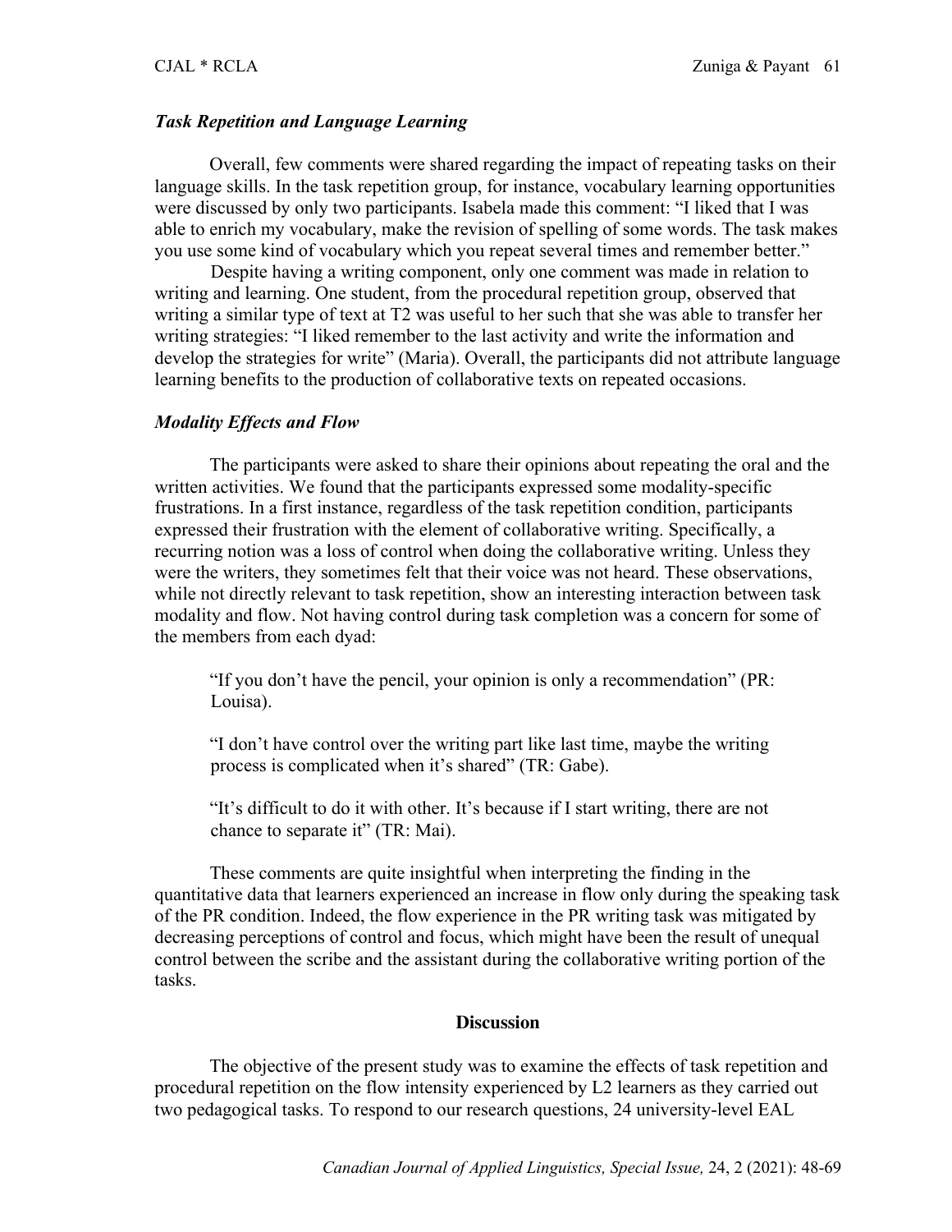### *Task Repetition and Language Learning*

Overall, few comments were shared regarding the impact of repeating tasks on their language skills. In the task repetition group, for instance, vocabulary learning opportunities were discussed by only two participants. Isabela made this comment: "I liked that I was able to enrich my vocabulary, make the revision of spelling of some words. The task makes you use some kind of vocabulary which you repeat several times and remember better."

Despite having a writing component, only one comment was made in relation to writing and learning. One student, from the procedural repetition group, observed that writing a similar type of text at T2 was useful to her such that she was able to transfer her writing strategies: "I liked remember to the last activity and write the information and develop the strategies for write" (Maria). Overall, the participants did not attribute language learning benefits to the production of collaborative texts on repeated occasions.

### *Modality Effects and Flow*

The participants were asked to share their opinions about repeating the oral and the written activities. We found that the participants expressed some modality-specific frustrations. In a first instance, regardless of the task repetition condition, participants expressed their frustration with the element of collaborative writing. Specifically, a recurring notion was a loss of control when doing the collaborative writing. Unless they were the writers, they sometimes felt that their voice was not heard. These observations, while not directly relevant to task repetition, show an interesting interaction between task modality and flow. Not having control during task completion was a concern for some of the members from each dyad:

> "If you don't have the pencil, your opinion is only a recommendation" (PR: Louisa).
>
> "I don't have control over the writing part like last time, maybe the writing process is complicated when it's shared" (TR: Gabe).
>
> "It's difficult to do it with other. It's because if I start writing, there are not chance to separate it" (TR: Mai).

These comments are quite insightful when interpreting the finding in the quantitative data that learners experienced an increase in flow only during the speaking task of the PR condition. Indeed, the flow experience in the PR writing task was mitigated by decreasing perceptions of control and focus, which might have been the result of unequal control between the scribe and the assistant during the collaborative writing portion of the tasks.

## Discussion

The objective of the present study was to examine the effects of task repetition and procedural repetition on the flow intensity experienced by L2 learners as they carried out two pedagogical tasks. To respond to our research questions, 24 university-level EAL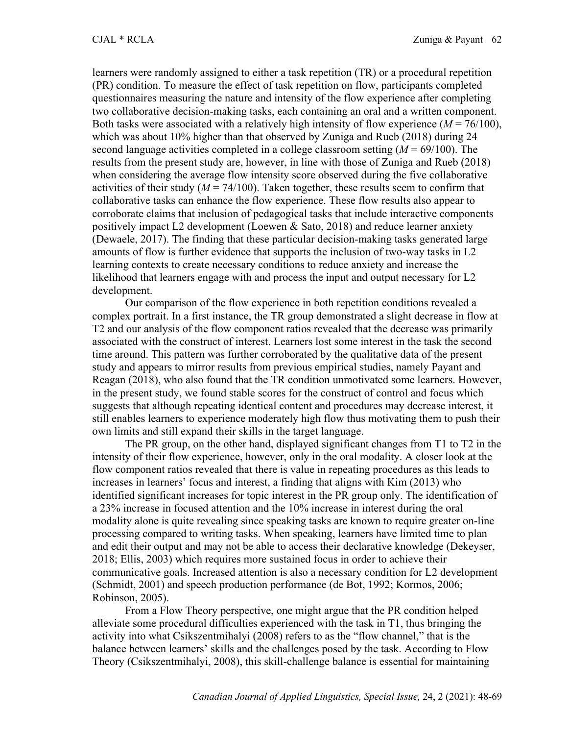learners were randomly assigned to either a task repetition (TR) or a procedural repetition (PR) condition. To measure the effect of task repetition on flow, participants completed questionnaires measuring the nature and intensity of the flow experience after completing two collaborative decision-making tasks, each containing an oral and a written component. Both tasks were associated with a relatively high intensity of flow experience ($M$ = 76/100), which was about 10% higher than that observed by Zuniga and Rueb (2018) during 24 second language activities completed in a college classroom setting ($M$ = 69/100). The results from the present study are, however, in line with those of Zuniga and Rueb (2018) when considering the average flow intensity score observed during the five collaborative activities of their study ($M$ = 74/100). Taken together, these results seem to confirm that collaborative tasks can enhance the flow experience. These flow results also appear to corroborate claims that inclusion of pedagogical tasks that include interactive components positively impact L2 development (Loewen & Sato, 2018) and reduce learner anxiety (Dewaele, 2017). The finding that these particular decision-making tasks generated large amounts of flow is further evidence that supports the inclusion of two-way tasks in L2 learning contexts to create necessary conditions to reduce anxiety and increase the likelihood that learners engage with and process the input and output necessary for L2 development.

Our comparison of the flow experience in both repetition conditions revealed a complex portrait. In a first instance, the TR group demonstrated a slight decrease in flow at T2 and our analysis of the flow component ratios revealed that the decrease was primarily associated with the construct of interest. Learners lost some interest in the task the second time around. This pattern was further corroborated by the qualitative data of the present study and appears to mirror results from previous empirical studies, namely Payant and Reagan (2018), who also found that the TR condition unmotivated some learners. However, in the present study, we found stable scores for the construct of control and focus which suggests that although repeating identical content and procedures may decrease interest, it still enables learners to experience moderately high flow thus motivating them to push their own limits and still expand their skills in the target language.

The PR group, on the other hand, displayed significant changes from T1 to T2 in the intensity of their flow experience, however, only in the oral modality. A closer look at the flow component ratios revealed that there is value in repeating procedures as this leads to increases in learners' focus and interest, a finding that aligns with Kim (2013) who identified significant increases for topic interest in the PR group only. The identification of a 23% increase in focused attention and the 10% increase in interest during the oral modality alone is quite revealing since speaking tasks are known to require greater on-line processing compared to writing tasks. When speaking, learners have limited time to plan and edit their output and may not be able to access their declarative knowledge (Dekeyser, 2018; Ellis, 2003) which requires more sustained focus in order to achieve their communicative goals. Increased attention is also a necessary condition for L2 development (Schmidt, 2001) and speech production performance (de Bot, 1992; Kormos, 2006; Robinson, 2005).

From a Flow Theory perspective, one might argue that the PR condition helped alleviate some procedural difficulties experienced with the task in T1, thus bringing the activity into what Csikszentmihalyi (2008) refers to as the "flow channel," that is the balance between learners' skills and the challenges posed by the task. According to Flow Theory (Csikszentmihalyi, 2008), this skill-challenge balance is essential for maintaining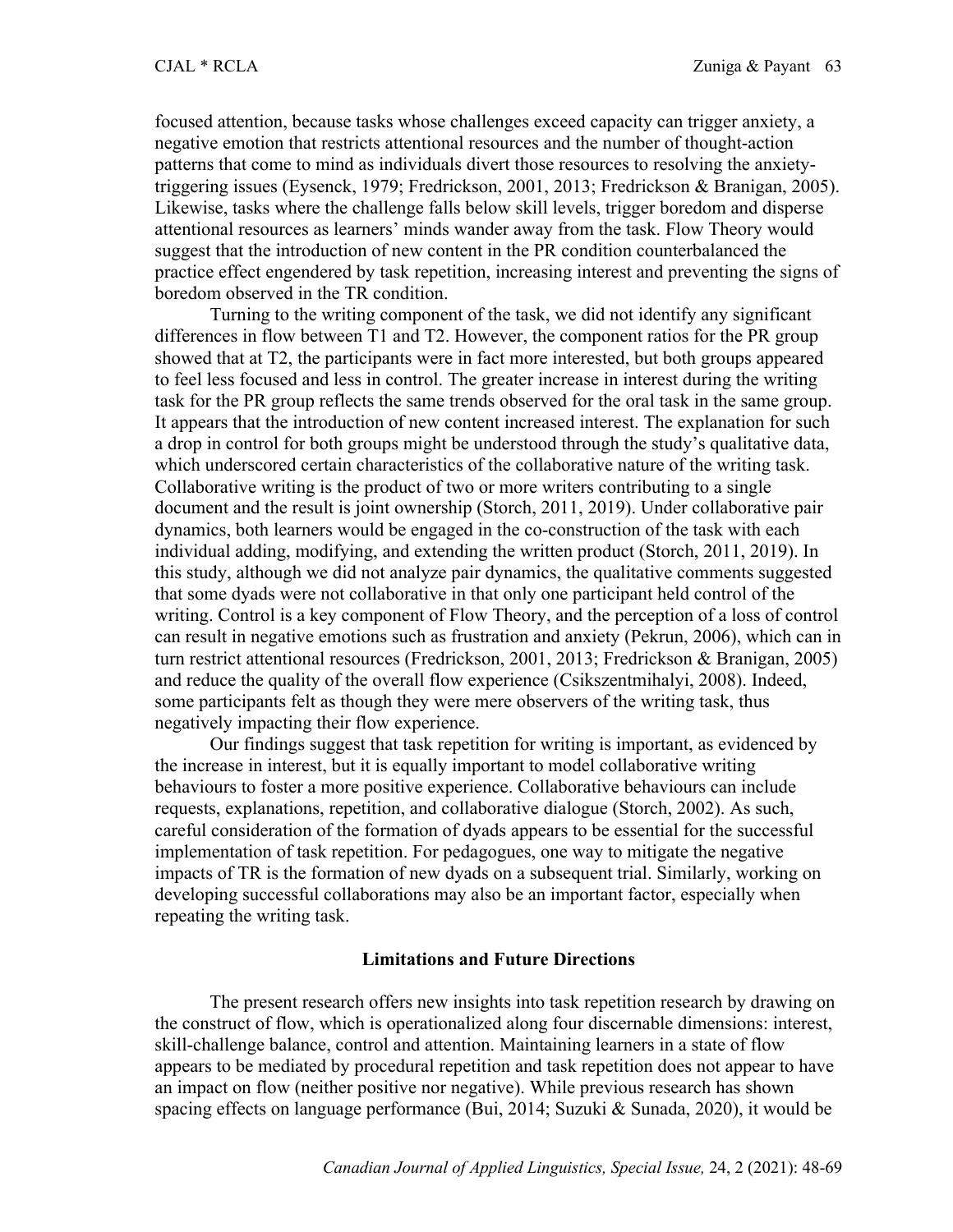focused attention, because tasks whose challenges exceed capacity can trigger anxiety, a negative emotion that restricts attentional resources and the number of thought-action patterns that come to mind as individuals divert those resources to resolving the anxiety-triggering issues (Eysenck, 1979; Fredrickson, 2001, 2013; Fredrickson & Branigan, 2005). Likewise, tasks where the challenge falls below skill levels, trigger boredom and disperse attentional resources as learners' minds wander away from the task. Flow Theory would suggest that the introduction of new content in the PR condition counterbalanced the practice effect engendered by task repetition, increasing interest and preventing the signs of boredom observed in the TR condition.

Turning to the writing component of the task, we did not identify any significant differences in flow between T1 and T2. However, the component ratios for the PR group showed that at T2, the participants were in fact more interested, but both groups appeared to feel less focused and less in control. The greater increase in interest during the writing task for the PR group reflects the same trends observed for the oral task in the same group. It appears that the introduction of new content increased interest. The explanation for such a drop in control for both groups might be understood through the study's qualitative data, which underscored certain characteristics of the collaborative nature of the writing task. Collaborative writing is the product of two or more writers contributing to a single document and the result is joint ownership (Storch, 2011, 2019). Under collaborative pair dynamics, both learners would be engaged in the co-construction of the task with each individual adding, modifying, and extending the written product (Storch, 2011, 2019). In this study, although we did not analyze pair dynamics, the qualitative comments suggested that some dyads were not collaborative in that only one participant held control of the writing. Control is a key component of Flow Theory, and the perception of a loss of control can result in negative emotions such as frustration and anxiety (Pekrun, 2006), which can in turn restrict attentional resources (Fredrickson, 2001, 2013; Fredrickson & Branigan, 2005) and reduce the quality of the overall flow experience (Csikszentmihalyi, 2008). Indeed, some participants felt as though they were mere observers of the writing task, thus negatively impacting their flow experience.

Our findings suggest that task repetition for writing is important, as evidenced by the increase in interest, but it is equally important to model collaborative writing behaviours to foster a more positive experience. Collaborative behaviours can include requests, explanations, repetition, and collaborative dialogue (Storch, 2002). As such, careful consideration of the formation of dyads appears to be essential for the successful implementation of task repetition. For pedagogues, one way to mitigate the negative impacts of TR is the formation of new dyads on a subsequent trial. Similarly, working on developing successful collaborations may also be an important factor, especially when repeating the writing task.

## Limitations and Future Directions

The present research offers new insights into task repetition research by drawing on the construct of flow, which is operationalized along four discernable dimensions: interest, skill-challenge balance, control and attention. Maintaining learners in a state of flow appears to be mediated by procedural repetition and task repetition does not appear to have an impact on flow (neither positive nor negative). While previous research has shown spacing effects on language performance (Bui, 2014; Suzuki & Sunada, 2020), it would be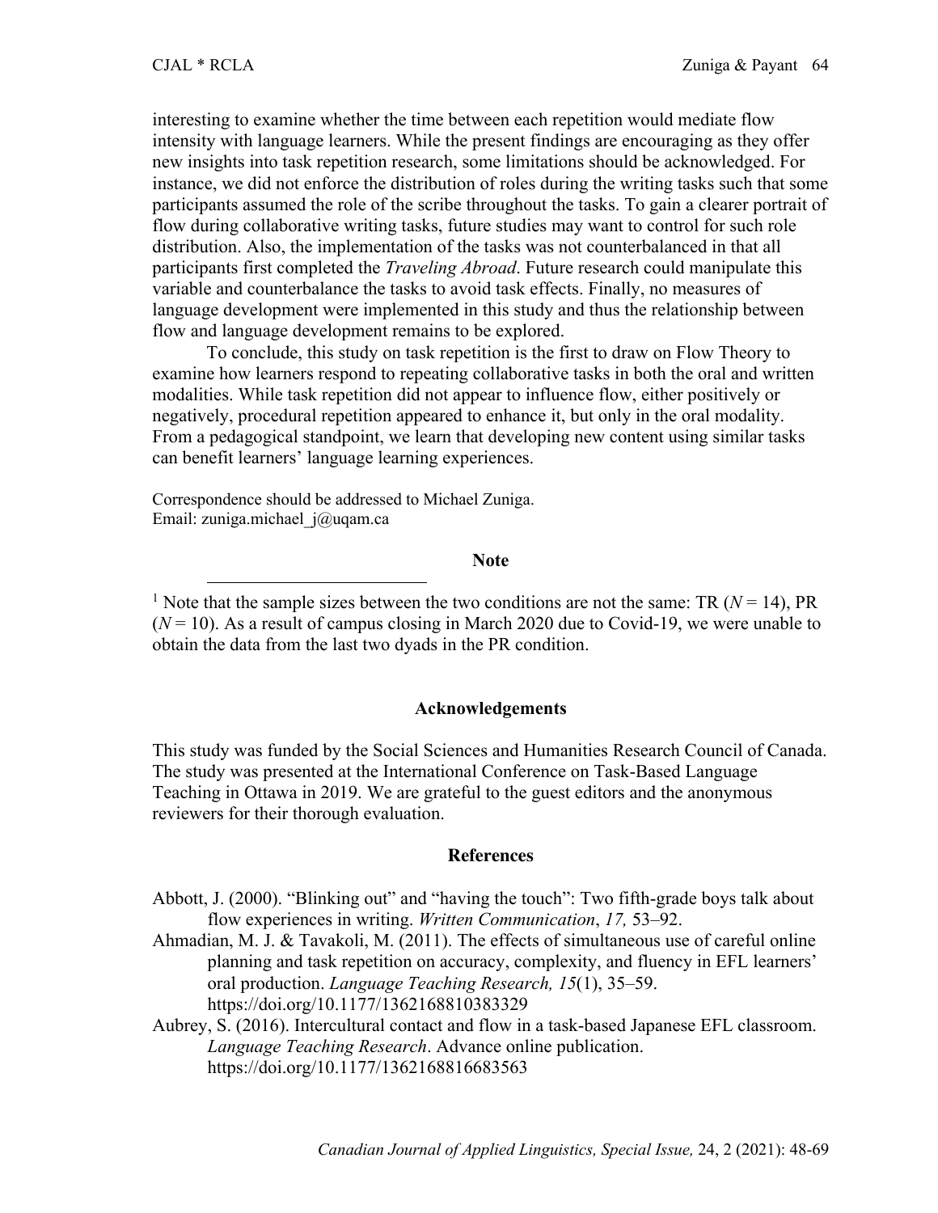interesting to examine whether the time between each repetition would mediate flow intensity with language learners. While the present findings are encouraging as they offer new insights into task repetition research, some limitations should be acknowledged. For instance, we did not enforce the distribution of roles during the writing tasks such that some participants assumed the role of the scribe throughout the tasks. To gain a clearer portrait of flow during collaborative writing tasks, future studies may want to control for such role distribution. Also, the implementation of the tasks was not counterbalanced in that all participants first completed the *Traveling Abroad*. Future research could manipulate this variable and counterbalance the tasks to avoid task effects. Finally, no measures of language development were implemented in this study and thus the relationship between flow and language development remains to be explored.

To conclude, this study on task repetition is the first to draw on Flow Theory to examine how learners respond to repeating collaborative tasks in both the oral and written modalities. While task repetition did not appear to influence flow, either positively or negatively, procedural repetition appeared to enhance it, but only in the oral modality. From a pedagogical standpoint, we learn that developing new content using similar tasks can benefit learners' language learning experiences.

Correspondence should be addressed to Michael Zuniga.
Email: zuniga.michael_j@uqam.ca

**Note**

[1] Note that the sample sizes between the two conditions are not the same: TR ($N = 14$), PR ($N = 10$). As a result of campus closing in March 2020 due to Covid-19, we were unable to obtain the data from the last two dyads in the PR condition.

## Acknowledgements

This study was funded by the Social Sciences and Humanities Research Council of Canada. The study was presented at the International Conference on Task-Based Language Teaching in Ottawa in 2019. We are grateful to the guest editors and the anonymous reviewers for their thorough evaluation.

## References

Abbott, J. (2000). "Blinking out" and "having the touch": Two fifth-grade boys talk about flow experiences in writing. *Written Communication*, *17,* 53–92.

Ahmadian, M. J. & Tavakoli, M. (2011). The effects of simultaneous use of careful online planning and task repetition on accuracy, complexity, and fluency in EFL learners' oral production. *Language Teaching Research, 15*(1), 35–59. https://doi.org/10.1177/1362168810383329

Aubrey, S. (2016). Intercultural contact and flow in a task-based Japanese EFL classroom. *Language Teaching Research*. Advance online publication. https://doi.org/10.1177/1362168816683563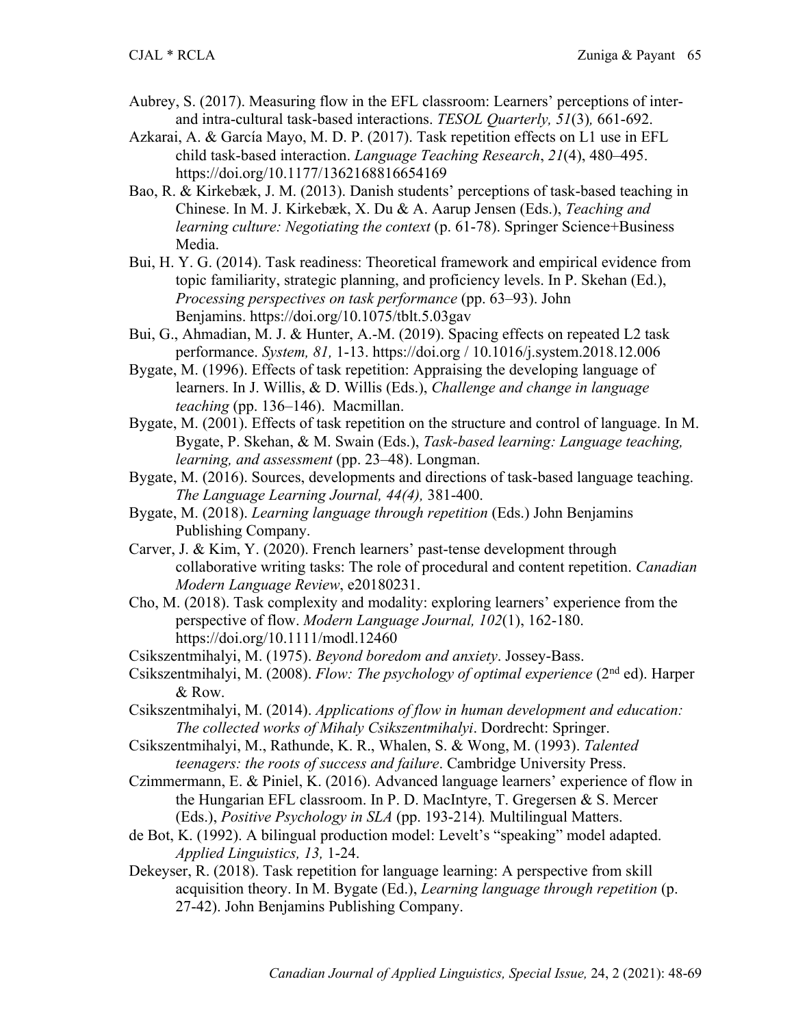Aubrey, S. (2017). Measuring flow in the EFL classroom: Learners' perceptions of inter- and intra-cultural task-based interactions. *TESOL Quarterly, 51*(3)*,* 661-692.

Azkarai, A. & García Mayo, M. D. P. (2017). Task repetition effects on L1 use in EFL child task-based interaction. *Language Teaching Research*, *21*(4), 480–495. https://doi.org/10.1177/1362168816654169

Bao, R. & Kirkebæk, J. M. (2013). Danish students' perceptions of task-based teaching in Chinese. In M. J. Kirkebæk, X. Du & A. Aarup Jensen (Eds.), *Teaching and learning culture: Negotiating the context* (p. 61-78). Springer Science+Business Media.

Bui, H. Y. G. (2014). Task readiness: Theoretical framework and empirical evidence from topic familiarity, strategic planning, and proficiency levels. In P. Skehan (Ed.), *Processing perspectives on task performance* (pp. 63–93). John Benjamins. https://doi.org/10.1075/tblt.5.03gav

Bui, G., Ahmadian, M. J. & Hunter, A.-M. (2019). Spacing effects on repeated L2 task performance. *System, 81,* 1-13. https://doi.org / 10.1016/j.system.2018.12.006

Bygate, M. (1996). Effects of task repetition: Appraising the developing language of learners. In J. Willis, & D. Willis (Eds.), *Challenge and change in language teaching* (pp. 136–146). Macmillan.

Bygate, M. (2001). Effects of task repetition on the structure and control of language. In M. Bygate, P. Skehan, & M. Swain (Eds.), *Task-based learning: Language teaching, learning, and assessment* (pp. 23–48). Longman.

Bygate, M. (2016). Sources, developments and directions of task-based language teaching. *The Language Learning Journal, 44(4),* 381-400.

Bygate, M. (2018). *Learning language through repetition* (Eds.) John Benjamins Publishing Company.

Carver, J. & Kim, Y. (2020). French learners' past-tense development through collaborative writing tasks: The role of procedural and content repetition. *Canadian Modern Language Review*, e20180231.

Cho, M. (2018). Task complexity and modality: exploring learners' experience from the perspective of flow. *Modern Language Journal, 102*(1), 162-180. https://doi.org/10.1111/modl.12460

Csikszentmihalyi, M. (1975). *Beyond boredom and anxiety*. Jossey-Bass.

Csikszentmihalyi, M. (2008). *Flow: The psychology of optimal experience* (2nd ed). Harper & Row.

Csikszentmihalyi, M. (2014). *Applications of flow in human development and education: The collected works of Mihaly Csikszentmihalyi*. Dordrecht: Springer.

Csikszentmihalyi, M., Rathunde, K. R., Whalen, S. & Wong, M. (1993). *Talented teenagers: the roots of success and failure*. Cambridge University Press.

Czimmermann, E. & Piniel, K. (2016). Advanced language learners' experience of flow in the Hungarian EFL classroom. In P. D. MacIntyre, T. Gregersen & S. Mercer (Eds.), *Positive Psychology in SLA* (pp. 193-214)*.* Multilingual Matters.

de Bot, K. (1992). A bilingual production model: Levelt's "speaking" model adapted. *Applied Linguistics, 13,* 1-24.

Dekeyser, R. (2018). Task repetition for language learning: A perspective from skill acquisition theory. In M. Bygate (Ed.), *Learning language through repetition* (p. 27-42). John Benjamins Publishing Company.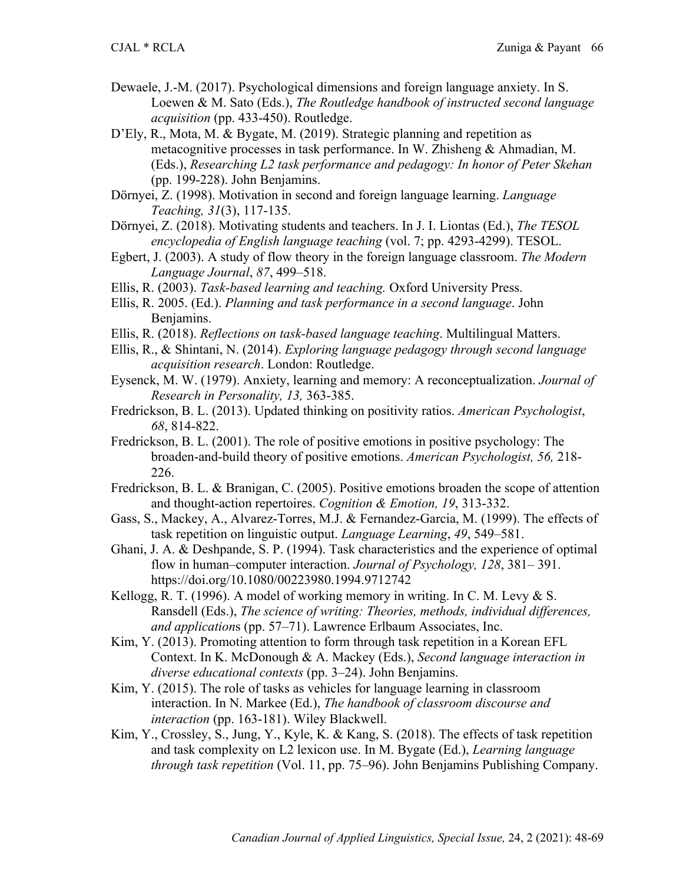Dewaele, J.-M. (2017). Psychological dimensions and foreign language anxiety. In S. Loewen & M. Sato (Eds.), *The Routledge handbook of instructed second language acquisition* (pp. 433-450). Routledge.

D'Ely, R., Mota, M. & Bygate, M. (2019). Strategic planning and repetition as metacognitive processes in task performance. In W. Zhisheng & Ahmadian, M. (Eds.), *Researching L2 task performance and pedagogy: In honor of Peter Skehan* (pp. 199-228). John Benjamins.

Dörnyei, Z. (1998). Motivation in second and foreign language learning. *Language Teaching, 31*(3), 117-135.

Dörnyei, Z. (2018). Motivating students and teachers. In J. I. Liontas (Ed.), *The TESOL encyclopedia of English language teaching* (vol. 7; pp. 4293-4299). TESOL.

Egbert, J. (2003). A study of flow theory in the foreign language classroom. *The Modern Language Journal*, *87*, 499–518.

Ellis, R. (2003). *Task-based learning and teaching.* Oxford University Press.

Ellis, R. 2005. (Ed.). *Planning and task performance in a second language*. John Benjamins.

Ellis, R. (2018). *Reflections on task-based language teaching*. Multilingual Matters.

Ellis, R., & Shintani, N. (2014). *Exploring language pedagogy through second language acquisition research*. London: Routledge.

Eysenck, M. W. (1979). Anxiety, learning and memory: A reconceptualization. *Journal of Research in Personality, 13,* 363-385.

Fredrickson, B. L. (2013). Updated thinking on positivity ratios. *American Psychologist*, *68*, 814-822.

Fredrickson, B. L. (2001). The role of positive emotions in positive psychology: The broaden-and-build theory of positive emotions. *American Psychologist, 56,* 218-226.

Fredrickson, B. L. & Branigan, C. (2005). Positive emotions broaden the scope of attention and thought-action repertoires. *Cognition & Emotion, 19*, 313-332.

Gass, S., Mackey, A., Alvarez-Torres, M.J. & Fernandez-Garcia, M. (1999). The effects of task repetition on linguistic output. *Language Learning*, *49*, 549–581.

Ghani, J. A. & Deshpande, S. P. (1994). Task characteristics and the experience of optimal flow in human–computer interaction. *Journal of Psychology, 128*, 381– 391. https://doi.org/10.1080/00223980.1994.9712742

Kellogg, R. T. (1996). A model of working memory in writing. In C. M. Levy & S. Ransdell (Eds.), *The science of writing: Theories, methods, individual differences, and application*s (pp. 57–71). Lawrence Erlbaum Associates, Inc.

Kim, Y. (2013). Promoting attention to form through task repetition in a Korean EFL Context. In K. McDonough & A. Mackey (Eds.), *Second language interaction in diverse educational contexts* (pp. 3–24). John Benjamins.

Kim, Y. (2015). The role of tasks as vehicles for language learning in classroom interaction. In N. Markee (Ed.), *The handbook of classroom discourse and interaction* (pp. 163-181). Wiley Blackwell.

Kim, Y., Crossley, S., Jung, Y., Kyle, K. & Kang, S. (2018). The effects of task repetition and task complexity on L2 lexicon use. In M. Bygate (Ed.), *Learning language through task repetition* (Vol. 11, pp. 75–96). John Benjamins Publishing Company.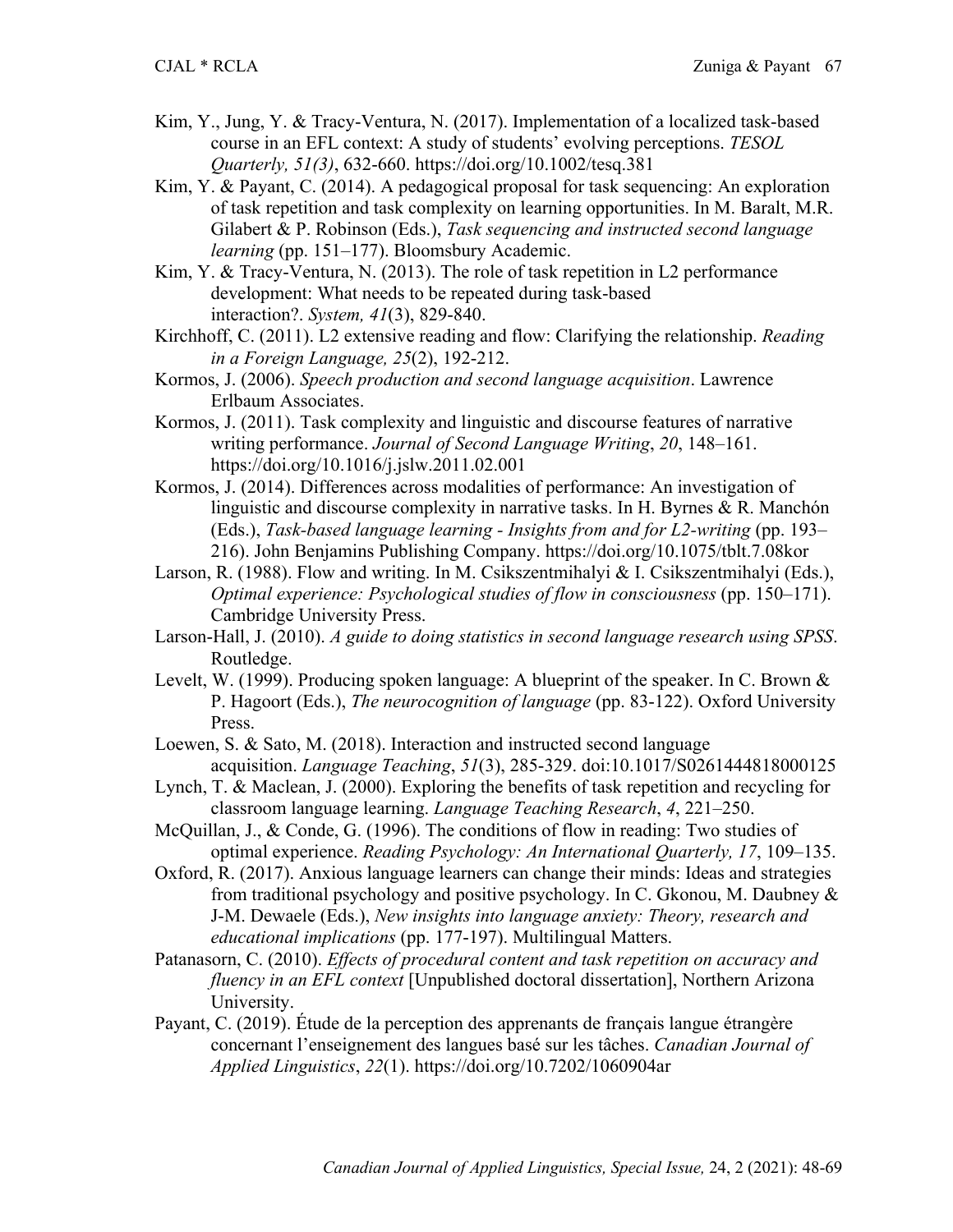Kim, Y., Jung, Y. & Tracy-Ventura, N. (2017). Implementation of a localized task-based course in an EFL context: A study of students' evolving perceptions. *TESOL Quarterly, 51(3)*, 632-660. https://doi.org/10.1002/tesq.381

Kim, Y. & Payant, C. (2014). A pedagogical proposal for task sequencing: An exploration of task repetition and task complexity on learning opportunities. In M. Baralt, M.R. Gilabert & P. Robinson (Eds.), *Task sequencing and instructed second language learning* (pp. 151–177). Bloomsbury Academic.

Kim, Y. & Tracy-Ventura, N. (2013). The role of task repetition in L2 performance development: What needs to be repeated during task-based interaction?. *System, 41*(3), 829-840.

Kirchhoff, C. (2011). L2 extensive reading and flow: Clarifying the relationship. *Reading in a Foreign Language, 25*(2), 192-212.

Kormos, J. (2006). *Speech production and second language acquisition*. Lawrence Erlbaum Associates.

Kormos, J. (2011). Task complexity and linguistic and discourse features of narrative writing performance. *Journal of Second Language Writing*, *20*, 148–161. https://doi.org/10.1016/j.jslw.2011.02.001

Kormos, J. (2014). Differences across modalities of performance: An investigation of linguistic and discourse complexity in narrative tasks. In H. Byrnes & R. Manchón (Eds.), *Task-based language learning - Insights from and for L2-writing* (pp. 193–216). John Benjamins Publishing Company. https://doi.org/10.1075/tblt.7.08kor

Larson, R. (1988). Flow and writing. In M. Csikszentmihalyi & I. Csikszentmihalyi (Eds.), *Optimal experience: Psychological studies of flow in consciousness* (pp. 150–171). Cambridge University Press.

Larson-Hall, J. (2010). *A guide to doing statistics in second language research using SPSS*. Routledge.

Levelt, W. (1999). Producing spoken language: A blueprint of the speaker. In C. Brown & P. Hagoort (Eds.), *The neurocognition of language* (pp. 83-122). Oxford University Press.

Loewen, S. & Sato, M. (2018). Interaction and instructed second language acquisition. *Language Teaching*, *51*(3), 285-329. doi:10.1017/S0261444818000125

Lynch, T. & Maclean, J. (2000). Exploring the benefits of task repetition and recycling for classroom language learning. *Language Teaching Research*, *4*, 221–250.

McQuillan, J., & Conde, G. (1996). The conditions of flow in reading: Two studies of optimal experience. *Reading Psychology: An International Quarterly, 17*, 109–135.

Oxford, R. (2017). Anxious language learners can change their minds: Ideas and strategies from traditional psychology and positive psychology. In C. Gkonou, M. Daubney & J-M. Dewaele (Eds.), *New insights into language anxiety: Theory, research and educational implications* (pp. 177-197). Multilingual Matters.

Patanasorn, C. (2010). *Effects of procedural content and task repetition on accuracy and fluency in an EFL context* [Unpublished doctoral dissertation], Northern Arizona University.

Payant, C. (2019). Étude de la perception des apprenants de français langue étrangère concernant l'enseignement des langues basé sur les tâches. *Canadian Journal of Applied Linguistics*, *22*(1). https://doi.org/10.7202/1060904ar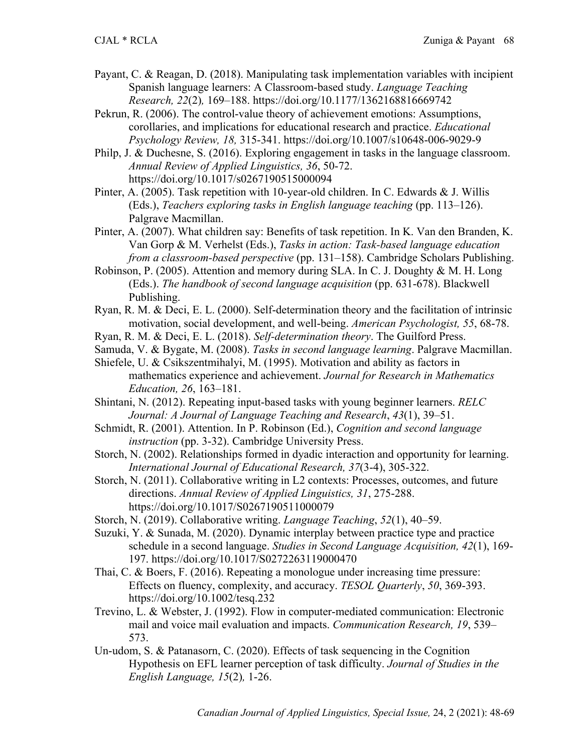Payant, C. & Reagan, D. (2018). Manipulating task implementation variables with incipient Spanish language learners: A Classroom-based study. *Language Teaching Research, 22*(2)*,* 169–188. https://doi.org/10.1177/1362168816669742

Pekrun, R. (2006). The control-value theory of achievement emotions: Assumptions, corollaries, and implications for educational research and practice. *Educational Psychology Review, 18,* 315-341. https://doi.org/10.1007/s10648-006-9029-9

Philp, J. & Duchesne, S. (2016). Exploring engagement in tasks in the language classroom. *Annual Review of Applied Linguistics, 36*, 50-72. https://doi.org/10.1017/s0267190515000094

Pinter, A. (2005). Task repetition with 10-year-old children. In C. Edwards & J. Willis (Eds.), *Teachers exploring tasks in English language teaching* (pp. 113–126). Palgrave Macmillan.

Pinter, A. (2007). What children say: Benefits of task repetition. In K. Van den Branden, K. Van Gorp & M. Verhelst (Eds.), *Tasks in action: Task-based language education from a classroom-based perspective* (pp. 131–158). Cambridge Scholars Publishing.

Robinson, P. (2005). Attention and memory during SLA. In C. J. Doughty & M. H. Long (Eds.). *The handbook of second language acquisition* (pp. 631-678). Blackwell Publishing.

Ryan, R. M. & Deci, E. L. (2000). Self-determination theory and the facilitation of intrinsic motivation, social development, and well-being. *American Psychologist, 55*, 68-78.

Ryan, R. M. & Deci, E. L. (2018). *Self-determination theory*. The Guilford Press.

Samuda, V. & Bygate, M. (2008). *Tasks in second language learning*. Palgrave Macmillan.

Shiefele, U. & Csikszentmihalyi, M. (1995). Motivation and ability as factors in mathematics experience and achievement. *Journal for Research in Mathematics Education, 26*, 163–181.

Shintani, N. (2012). Repeating input-based tasks with young beginner learners. *RELC Journal: A Journal of Language Teaching and Research*, *43*(1), 39–51.

Schmidt, R. (2001). Attention. In P. Robinson (Ed.), *Cognition and second language instruction* (pp. 3-32). Cambridge University Press.

Storch, N. (2002). Relationships formed in dyadic interaction and opportunity for learning. *International Journal of Educational Research, 37*(3-4), 305-322.

Storch, N. (2011). Collaborative writing in L2 contexts: Processes, outcomes, and future directions. *Annual Review of Applied Linguistics, 31*, 275-288. https://doi.org/10.1017/S0267190511000079

Storch, N. (2019). Collaborative writing. *Language Teaching*, *52*(1), 40–59.

Suzuki, Y. & Sunada, M. (2020). Dynamic interplay between practice type and practice schedule in a second language. *Studies in Second Language Acquisition, 42*(1), 169-197. https://doi.org/10.1017/S0272263119000470

Thai, C. & Boers, F. (2016). Repeating a monologue under increasing time pressure: Effects on fluency, complexity, and accuracy. *TESOL Quarterly*, *50*, 369-393. https://doi.org/10.1002/tesq.232

Trevino, L. & Webster, J. (1992). Flow in computer-mediated communication: Electronic mail and voice mail evaluation and impacts. *Communication Research, 19*, 539–573.

Un-udom, S. & Patanasorn, C. (2020). Effects of task sequencing in the Cognition Hypothesis on EFL learner perception of task difficulty. *Journal of Studies in the English Language, 15*(2)*,* 1-26.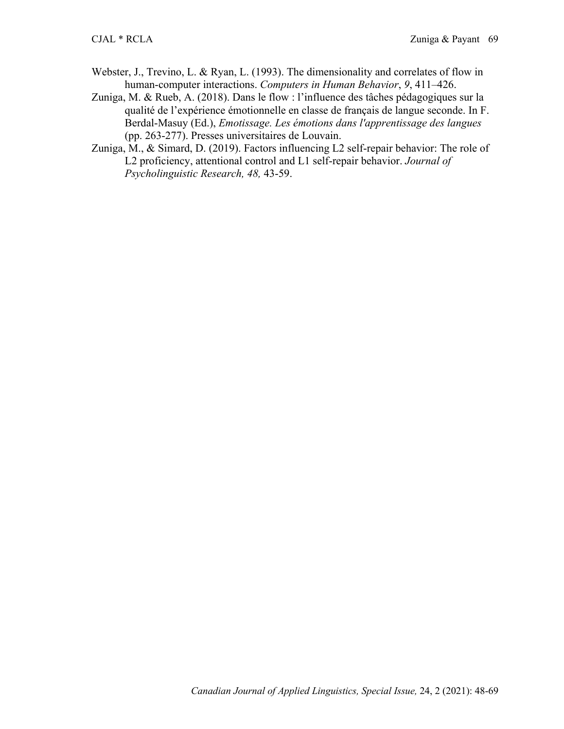Webster, J., Trevino, L. & Ryan, L. (1993). The dimensionality and correlates of flow in human-computer interactions. *Computers in Human Behavior*, *9*, 411–426.

Zuniga, M. & Rueb, A. (2018). Dans le flow : l'influence des tâches pédagogiques sur la qualité de l'expérience émotionnelle en classe de français de langue seconde. In F. Berdal-Masuy (Ed.), *Emotissage. Les émotions dans l'apprentissage des langues* (pp. 263-277). Presses universitaires de Louvain.

Zuniga, M., & Simard, D. (2019). Factors influencing L2 self-repair behavior: The role of L2 proficiency, attentional control and L1 self-repair behavior. *Journal of Psycholinguistic Research, 48,* 43-59.